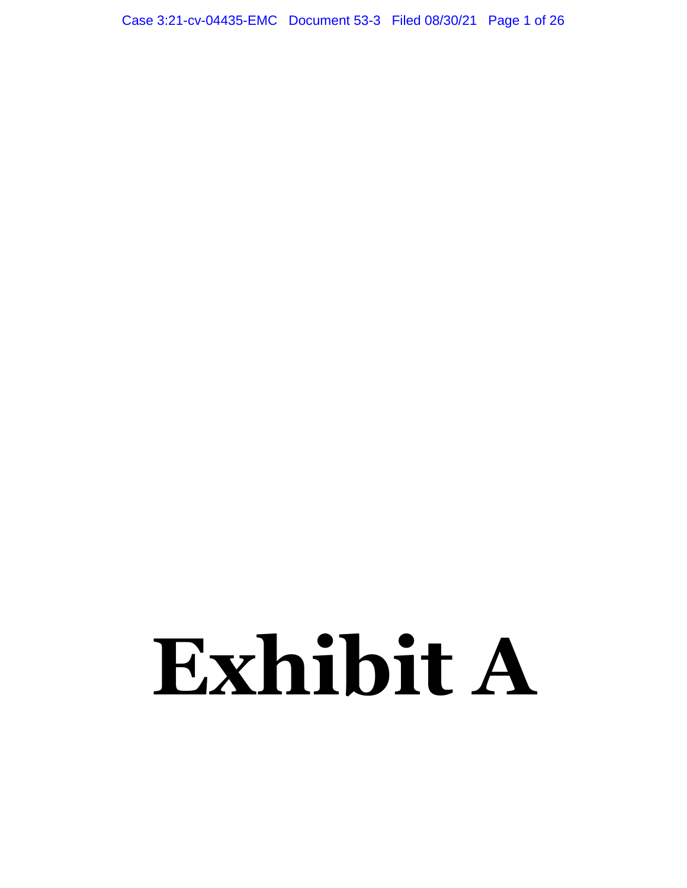# Exhibit A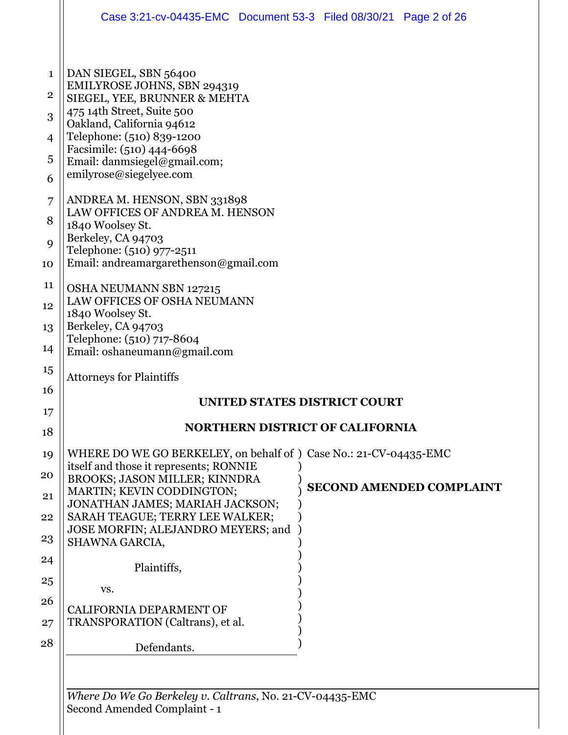DAN SIEGEL, SBN 56400
EMILYROSE JOHNS, SBN 294319
SIEGEL, YEE, BRUNNER & MEHTA
475 14th Street, Suite 500
Oakland, California 94612
Telephone: (510) 839-1200
Facsimile: (510) 444-6698
Email: danmsiegel@gmail.com;
emilyrose@siegelyee.com

ANDREA M. HENSON, SBN 331898
LAW OFFICES OF ANDREA M. HENSON
1840 Woolsey St.
Berkeley, CA 94703
Telephone: (510) 977-2511
Email: andreamargarethenson@gmail.com

OSHA NEUMANN SBN 127215
LAW OFFICES OF OSHA NEUMANN
1840 Woolsey St.
Berkeley, CA 94703
Telephone: (510) 717-8604
Email: oshaneumann@gmail.com

Attorneys for Plaintiffs

**UNITED STATES DISTRICT COURT**

**NORTHERN DISTRICT OF CALIFORNIA**

WHERE DO WE GO BERKELEY, on behalf of itself and those it represents; RONNIE BROOKS; JASON MILLER; KINNDRA MARTIN; KEVIN CODDINGTON; JONATHAN JAMES; MARIAH JACKSON; SARAH TEAGUE; TERRY LEE WALKER; JOSE MORFIN; ALEJANDRO MEYERS; and SHAWNA GARCIA,

Plaintiffs,

vs.

CALIFORNIA DEPARMENT OF TRANSPORATION (Caltrans), et al.

Defendants.

Case No.: 21-CV-04435-EMC

**SECOND AMENDED COMPLAINT**

*Where Do We Go Berkeley v. Caltrans*, No. 21-CV-04435-EMC
Second Amended Complaint - 1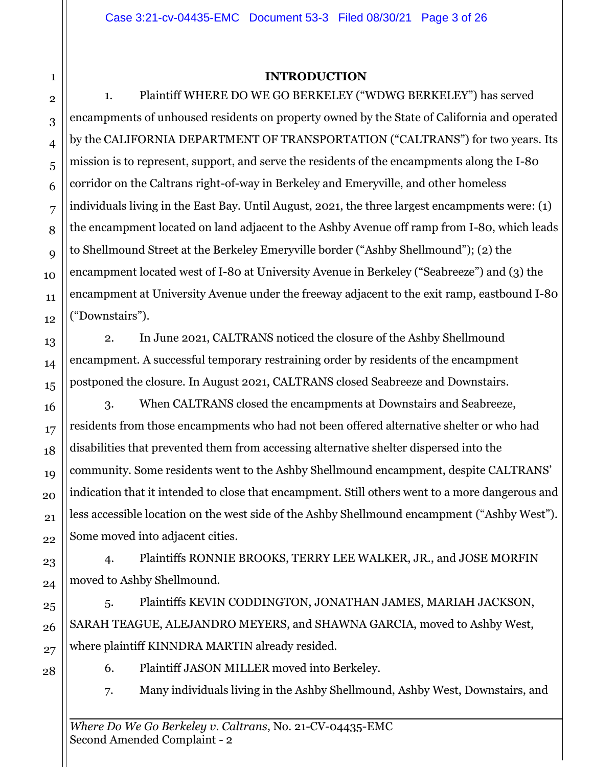## INTRODUCTION

1. Plaintiff WHERE DO WE GO BERKELEY ("WDWG BERKELEY") has served encampments of unhoused residents on property owned by the State of California and operated by the CALIFORNIA DEPARTMENT OF TRANSPORTATION ("CALTRANS") for two years. Its mission is to represent, support, and serve the residents of the encampments along the I-80 corridor on the Caltrans right-of-way in Berkeley and Emeryville, and other homeless individuals living in the East Bay. Until August, 2021, the three largest encampments were: (1) the encampment located on land adjacent to the Ashby Avenue off ramp from I-80, which leads to Shellmound Street at the Berkeley Emeryville border ("Ashby Shellmound"); (2) the encampment located west of I-80 at University Avenue in Berkeley ("Seabreeze") and (3) the encampment at University Avenue under the freeway adjacent to the exit ramp, eastbound I-80 ("Downstairs").

2. In June 2021, CALTRANS noticed the closure of the Ashby Shellmound encampment. A successful temporary restraining order by residents of the encampment postponed the closure. In August 2021, CALTRANS closed Seabreeze and Downstairs.

3. When CALTRANS closed the encampments at Downstairs and Seabreeze, residents from those encampments who had not been offered alternative shelter or who had disabilities that prevented them from accessing alternative shelter dispersed into the community. Some residents went to the Ashby Shellmound encampment, despite CALTRANS' indication that it intended to close that encampment. Still others went to a more dangerous and less accessible location on the west side of the Ashby Shellmound encampment ("Ashby West"). Some moved into adjacent cities.

4. Plaintiffs RONNIE BROOKS, TERRY LEE WALKER, JR., and JOSE MORFIN moved to Ashby Shellmound.

5. Plaintiffs KEVIN CODDINGTON, JONATHAN JAMES, MARIAH JACKSON, SARAH TEAGUE, ALEJANDRO MEYERS, and SHAWNA GARCIA, moved to Ashby West, where plaintiff KINNDRA MARTIN already resided.

6. Plaintiff JASON MILLER moved into Berkeley.

7. Many individuals living in the Ashby Shellmound, Ashby West, Downstairs, and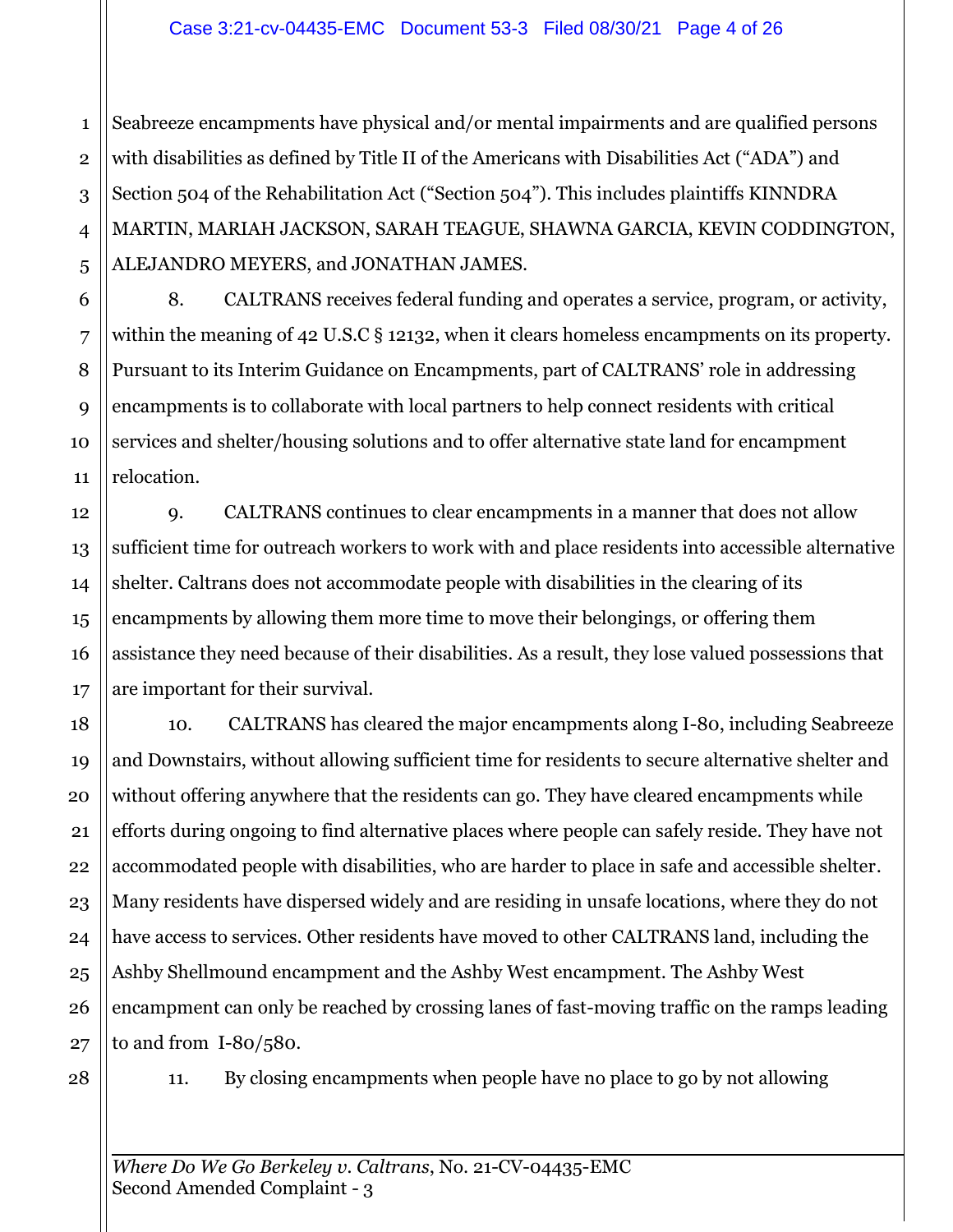Seabreeze encampments have physical and/or mental impairments and are qualified persons with disabilities as defined by Title II of the Americans with Disabilities Act ("ADA") and Section 504 of the Rehabilitation Act ("Section 504"). This includes plaintiffs KINNDRA MARTIN, MARIAH JACKSON, SARAH TEAGUE, SHAWNA GARCIA, KEVIN CODDINGTON, ALEJANDRO MEYERS, and JONATHAN JAMES.

8. CALTRANS receives federal funding and operates a service, program, or activity, within the meaning of 42 U.S.C § 12132, when it clears homeless encampments on its property. Pursuant to its Interim Guidance on Encampments, part of CALTRANS' role in addressing encampments is to collaborate with local partners to help connect residents with critical services and shelter/housing solutions and to offer alternative state land for encampment relocation.

9. CALTRANS continues to clear encampments in a manner that does not allow sufficient time for outreach workers to work with and place residents into accessible alternative shelter. Caltrans does not accommodate people with disabilities in the clearing of its encampments by allowing them more time to move their belongings, or offering them assistance they need because of their disabilities. As a result, they lose valued possessions that are important for their survival.

10. CALTRANS has cleared the major encampments along I-80, including Seabreeze and Downstairs, without allowing sufficient time for residents to secure alternative shelter and without offering anywhere that the residents can go. They have cleared encampments while efforts during ongoing to find alternative places where people can safely reside. They have not accommodated people with disabilities, who are harder to place in safe and accessible shelter. Many residents have dispersed widely and are residing in unsafe locations, where they do not have access to services. Other residents have moved to other CALTRANS land, including the Ashby Shellmound encampment and the Ashby West encampment. The Ashby West encampment can only be reached by crossing lanes of fast-moving traffic on the ramps leading to and from I-80/580.

11. By closing encampments when people have no place to go by not allowing

*Where Do We Go Berkeley v. Caltrans*, No. 21-CV-04435-EMC
Second Amended Complaint - 3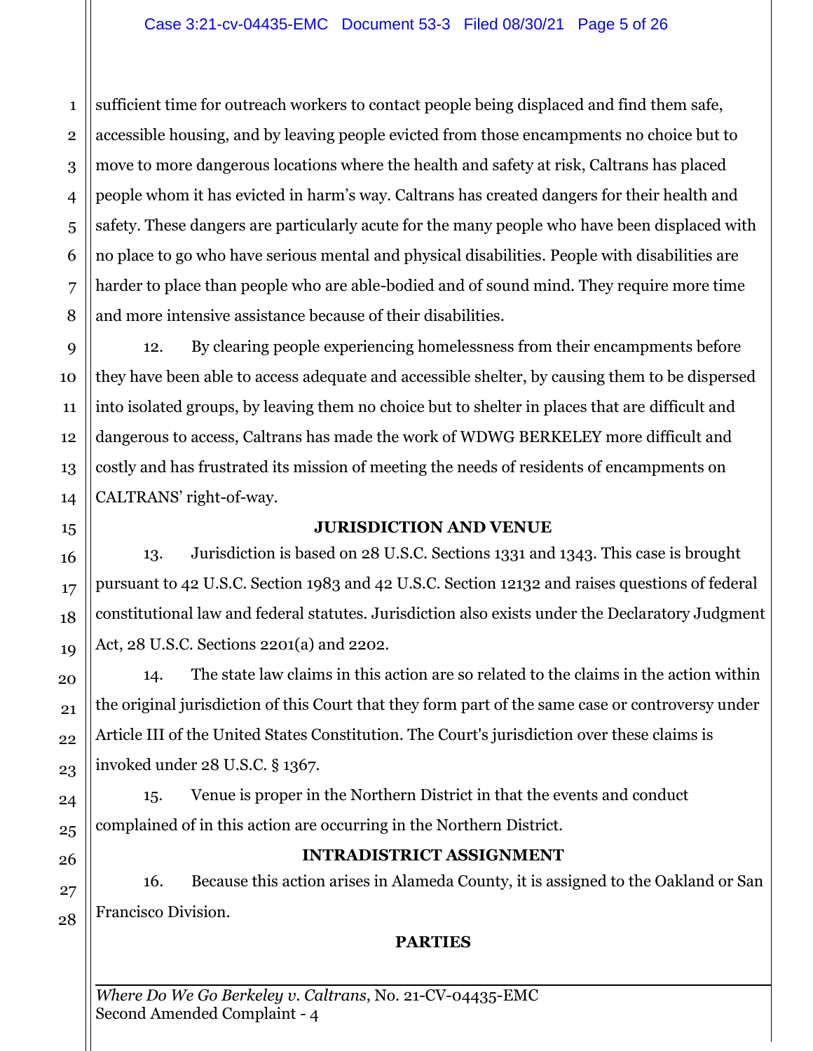sufficient time for outreach workers to contact people being displaced and find them safe, accessible housing, and by leaving people evicted from those encampments no choice but to move to more dangerous locations where the health and safety at risk, Caltrans has placed people whom it has evicted in harm's way. Caltrans has created dangers for their health and safety. These dangers are particularly acute for the many people who have been displaced with no place to go who have serious mental and physical disabilities. People with disabilities are harder to place than people who are able-bodied and of sound mind. They require more time and more intensive assistance because of their disabilities.

12. By clearing people experiencing homelessness from their encampments before they have been able to access adequate and accessible shelter, by causing them to be dispersed into isolated groups, by leaving them no choice but to shelter in places that are difficult and dangerous to access, Caltrans has made the work of WDWG BERKELEY more difficult and costly and has frustrated its mission of meeting the needs of residents of encampments on CALTRANS' right-of-way.

## JURISDICTION AND VENUE

13. Jurisdiction is based on 28 U.S.C. Sections 1331 and 1343. This case is brought pursuant to 42 U.S.C. Section 1983 and 42 U.S.C. Section 12132 and raises questions of federal constitutional law and federal statutes. Jurisdiction also exists under the Declaratory Judgment Act, 28 U.S.C. Sections 2201(a) and 2202.

14. The state law claims in this action are so related to the claims in the action within the original jurisdiction of this Court that they form part of the same case or controversy under Article III of the United States Constitution. The Court's jurisdiction over these claims is invoked under 28 U.S.C. § 1367.

15. Venue is proper in the Northern District in that the events and conduct complained of in this action are occurring in the Northern District.

## INTRADISTRICT ASSIGNMENT

16. Because this action arises in Alameda County, it is assigned to the Oakland or San Francisco Division.

## PARTIES

*Where Do We Go Berkeley v. Caltrans*, No. 21-CV-04435-EMC
Second Amended Complaint - 4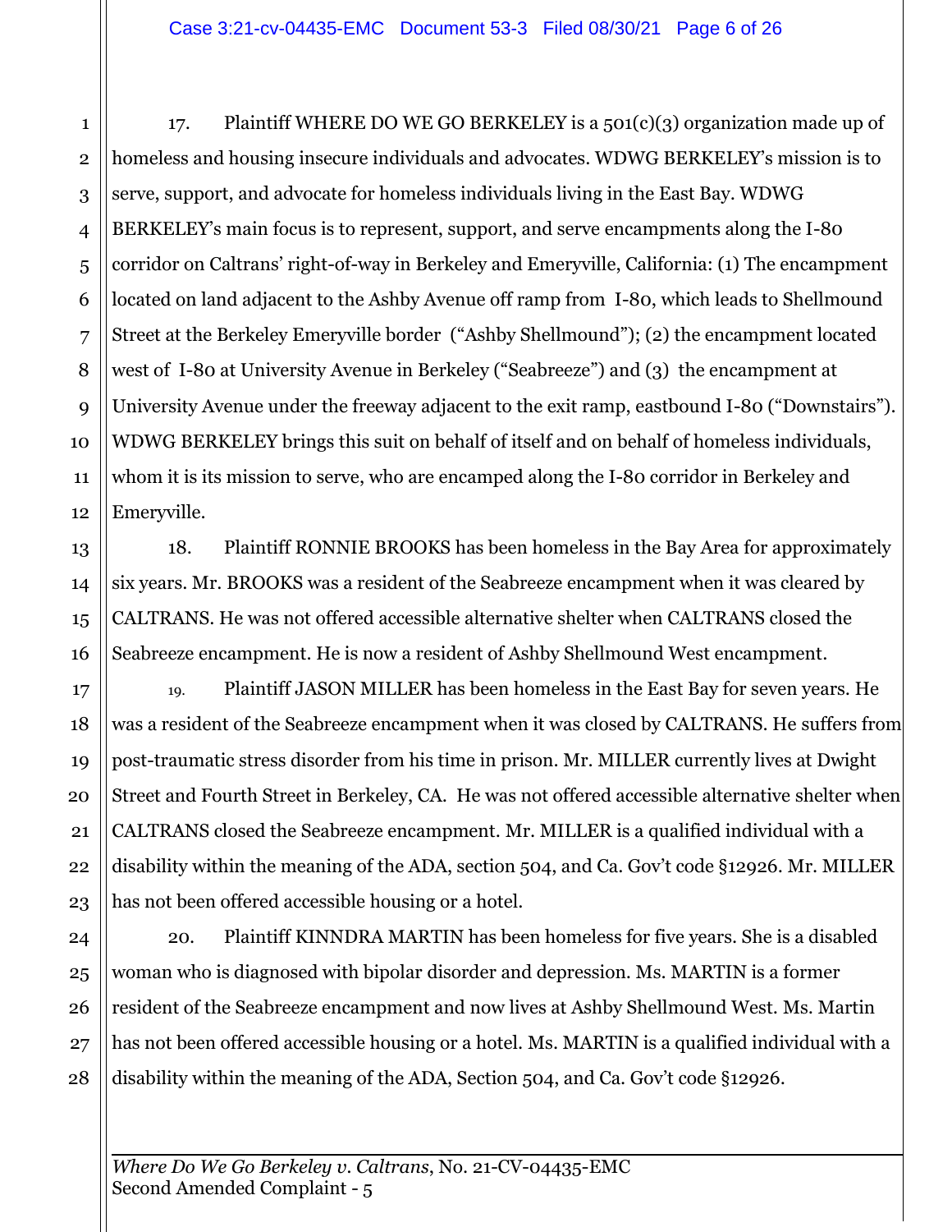17. Plaintiff WHERE DO WE GO BERKELEY is a 501(c)(3) organization made up of homeless and housing insecure individuals and advocates. WDWG BERKELEY's mission is to serve, support, and advocate for homeless individuals living in the East Bay. WDWG BERKELEY's main focus is to represent, support, and serve encampments along the I-80 corridor on Caltrans' right-of-way in Berkeley and Emeryville, California: (1) The encampment located on land adjacent to the Ashby Avenue off ramp from I-80, which leads to Shellmound Street at the Berkeley Emeryville border ("Ashby Shellmound"); (2) the encampment located west of I-80 at University Avenue in Berkeley ("Seabreeze") and (3) the encampment at University Avenue under the freeway adjacent to the exit ramp, eastbound I-80 ("Downstairs"). WDWG BERKELEY brings this suit on behalf of itself and on behalf of homeless individuals, whom it is its mission to serve, who are encamped along the I-80 corridor in Berkeley and Emeryville.

18. Plaintiff RONNIE BROOKS has been homeless in the Bay Area for approximately six years. Mr. BROOKS was a resident of the Seabreeze encampment when it was cleared by CALTRANS. He was not offered accessible alternative shelter when CALTRANS closed the Seabreeze encampment. He is now a resident of Ashby Shellmound West encampment.

19. Plaintiff JASON MILLER has been homeless in the East Bay for seven years. He was a resident of the Seabreeze encampment when it was closed by CALTRANS. He suffers from post-traumatic stress disorder from his time in prison. Mr. MILLER currently lives at Dwight Street and Fourth Street in Berkeley, CA. He was not offered accessible alternative shelter when CALTRANS closed the Seabreeze encampment. Mr. MILLER is a qualified individual with a disability within the meaning of the ADA, section 504, and Ca. Gov't code §12926. Mr. MILLER has not been offered accessible housing or a hotel.

20. Plaintiff KINNDRA MARTIN has been homeless for five years. She is a disabled woman who is diagnosed with bipolar disorder and depression. Ms. MARTIN is a former resident of the Seabreeze encampment and now lives at Ashby Shellmound West. Ms. Martin has not been offered accessible housing or a hotel. Ms. MARTIN is a qualified individual with a disability within the meaning of the ADA, Section 504, and Ca. Gov't code §12926.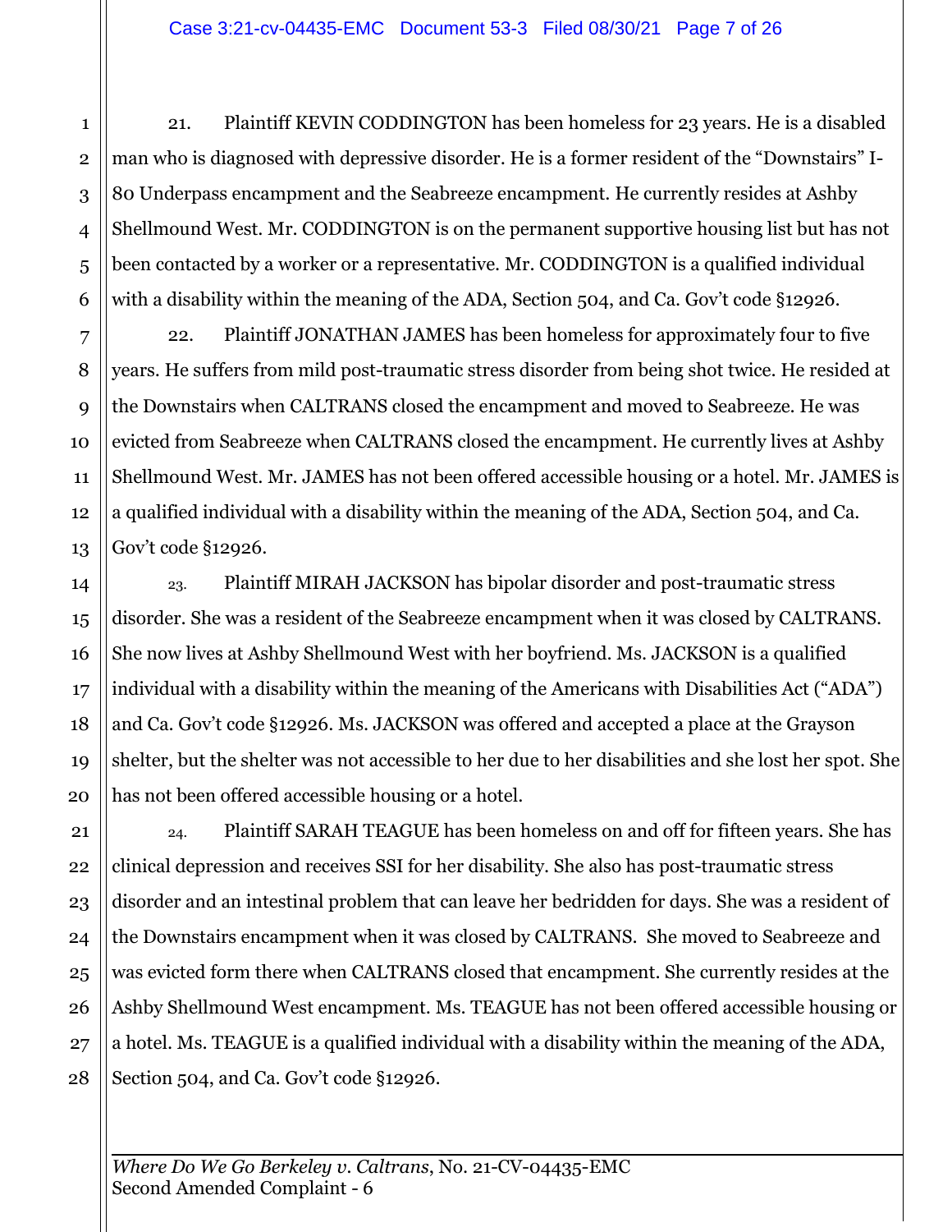21. Plaintiff KEVIN CODDINGTON has been homeless for 23 years. He is a disabled man who is diagnosed with depressive disorder. He is a former resident of the "Downstairs" I-80 Underpass encampment and the Seabreeze encampment. He currently resides at Ashby Shellmound West. Mr. CODDINGTON is on the permanent supportive housing list but has not been contacted by a worker or a representative. Mr. CODDINGTON is a qualified individual with a disability within the meaning of the ADA, Section 504, and Ca. Gov't code §12926.

22. Plaintiff JONATHAN JAMES has been homeless for approximately four to five years. He suffers from mild post-traumatic stress disorder from being shot twice. He resided at the Downstairs when CALTRANS closed the encampment and moved to Seabreeze. He was evicted from Seabreeze when CALTRANS closed the encampment. He currently lives at Ashby Shellmound West. Mr. JAMES has not been offered accessible housing or a hotel. Mr. JAMES is a qualified individual with a disability within the meaning of the ADA, Section 504, and Ca. Gov't code §12926.

23. Plaintiff MIRAH JACKSON has bipolar disorder and post-traumatic stress disorder. She was a resident of the Seabreeze encampment when it was closed by CALTRANS. She now lives at Ashby Shellmound West with her boyfriend. Ms. JACKSON is a qualified individual with a disability within the meaning of the Americans with Disabilities Act ("ADA") and Ca. Gov't code §12926. Ms. JACKSON was offered and accepted a place at the Grayson shelter, but the shelter was not accessible to her due to her disabilities and she lost her spot. She has not been offered accessible housing or a hotel.

24. Plaintiff SARAH TEAGUE has been homeless on and off for fifteen years. She has clinical depression and receives SSI for her disability. She also has post-traumatic stress disorder and an intestinal problem that can leave her bedridden for days. She was a resident of the Downstairs encampment when it was closed by CALTRANS. She moved to Seabreeze and was evicted form there when CALTRANS closed that encampment. She currently resides at the Ashby Shellmound West encampment. Ms. TEAGUE has not been offered accessible housing or a hotel. Ms. TEAGUE is a qualified individual with a disability within the meaning of the ADA, Section 504, and Ca. Gov't code §12926.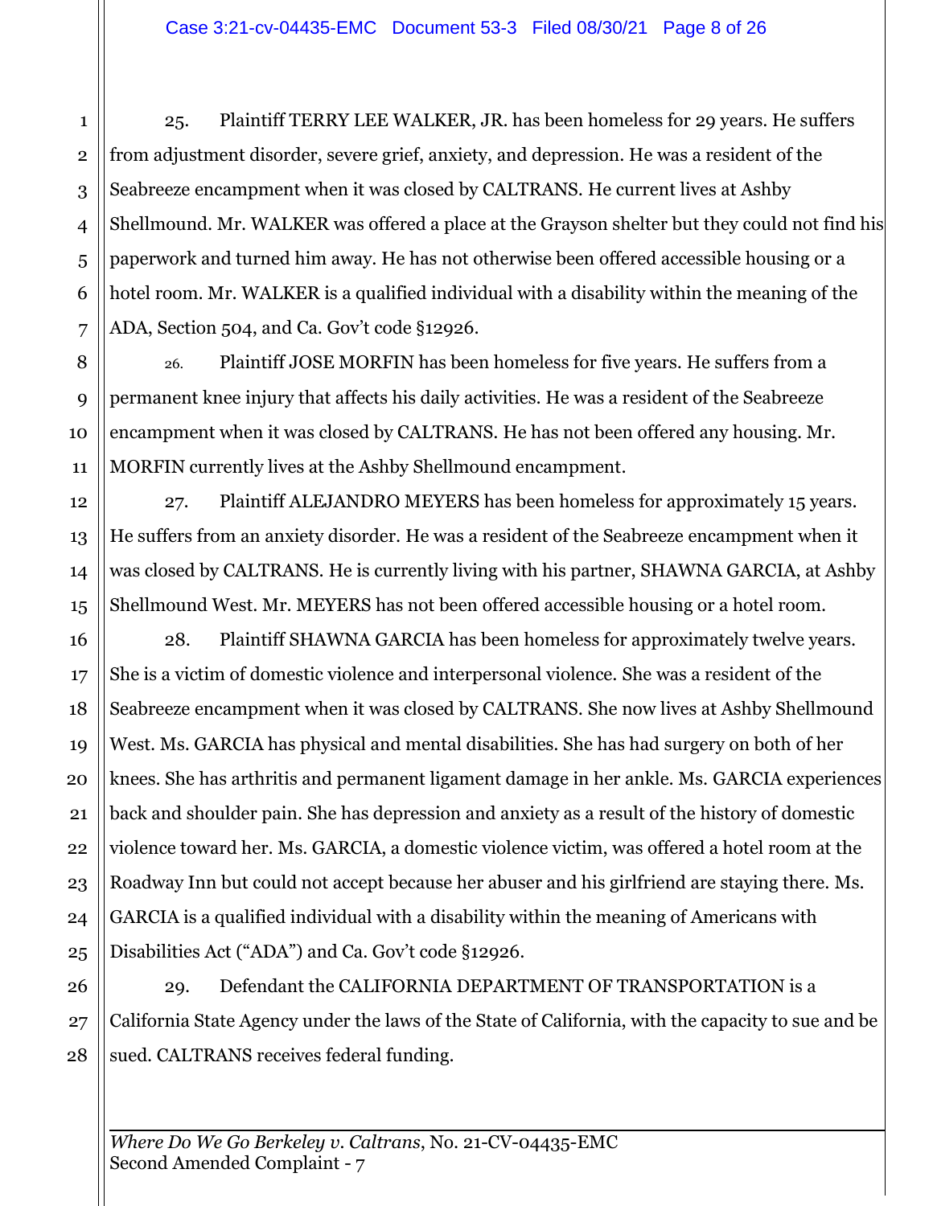25. Plaintiff TERRY LEE WALKER, JR. has been homeless for 29 years. He suffers from adjustment disorder, severe grief, anxiety, and depression. He was a resident of the Seabreeze encampment when it was closed by CALTRANS. He current lives at Ashby Shellmound. Mr. WALKER was offered a place at the Grayson shelter but they could not find his paperwork and turned him away. He has not otherwise been offered accessible housing or a hotel room. Mr. WALKER is a qualified individual with a disability within the meaning of the ADA, Section 504, and Ca. Gov't code §12926.

26. Plaintiff JOSE MORFIN has been homeless for five years. He suffers from a permanent knee injury that affects his daily activities. He was a resident of the Seabreeze encampment when it was closed by CALTRANS. He has not been offered any housing. Mr. MORFIN currently lives at the Ashby Shellmound encampment.

27. Plaintiff ALEJANDRO MEYERS has been homeless for approximately 15 years. He suffers from an anxiety disorder. He was a resident of the Seabreeze encampment when it was closed by CALTRANS. He is currently living with his partner, SHAWNA GARCIA, at Ashby Shellmound West. Mr. MEYERS has not been offered accessible housing or a hotel room.

28. Plaintiff SHAWNA GARCIA has been homeless for approximately twelve years. She is a victim of domestic violence and interpersonal violence. She was a resident of the Seabreeze encampment when it was closed by CALTRANS. She now lives at Ashby Shellmound West. Ms. GARCIA has physical and mental disabilities. She has had surgery on both of her knees. She has arthritis and permanent ligament damage in her ankle. Ms. GARCIA experiences back and shoulder pain. She has depression and anxiety as a result of the history of domestic violence toward her. Ms. GARCIA, a domestic violence victim, was offered a hotel room at the Roadway Inn but could not accept because her abuser and his girlfriend are staying there. Ms. GARCIA is a qualified individual with a disability within the meaning of Americans with Disabilities Act ("ADA") and Ca. Gov't code §12926.

29. Defendant the CALIFORNIA DEPARTMENT OF TRANSPORTATION is a California State Agency under the laws of the State of California, with the capacity to sue and be sued. CALTRANS receives federal funding.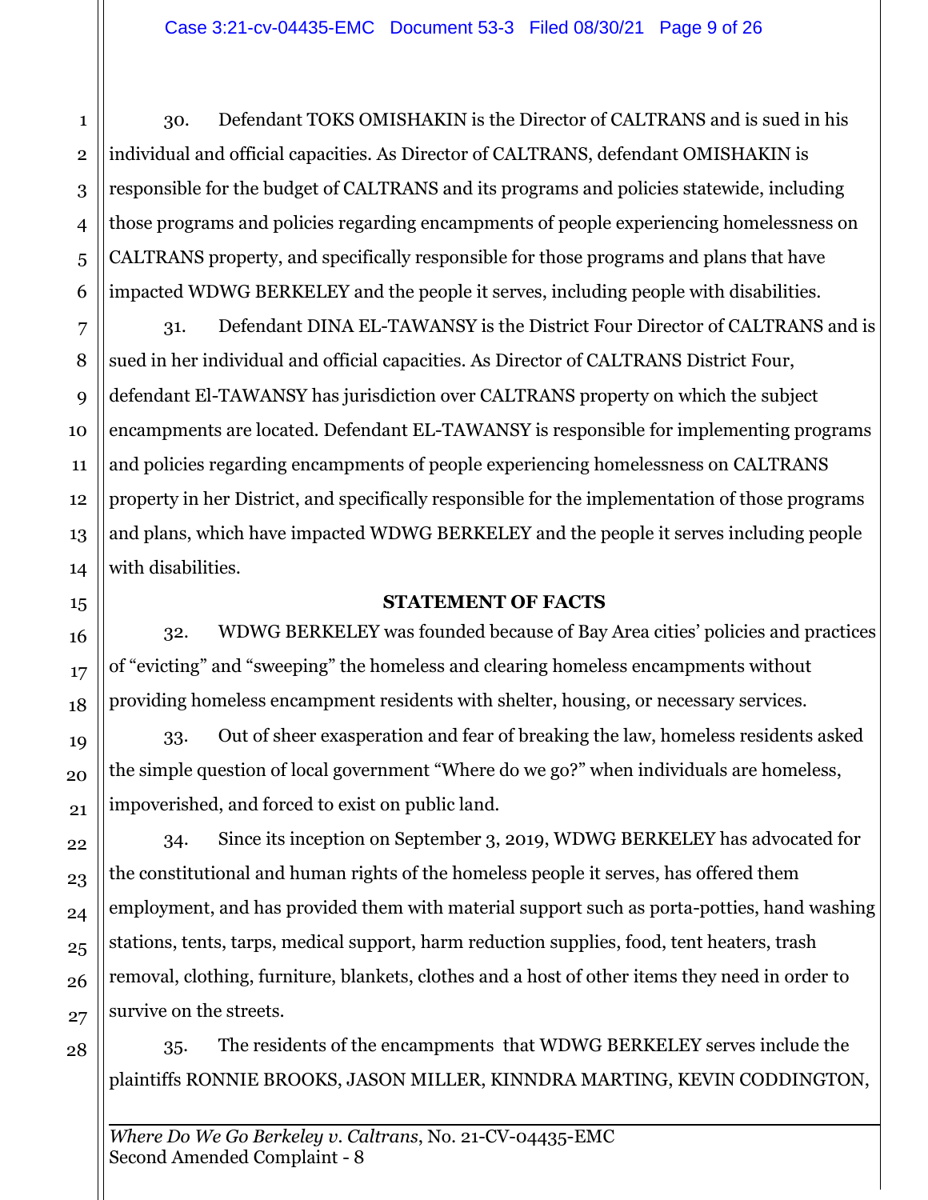30. Defendant TOKS OMISHAKIN is the Director of CALTRANS and is sued in his individual and official capacities. As Director of CALTRANS, defendant OMISHAKIN is responsible for the budget of CALTRANS and its programs and policies statewide, including those programs and policies regarding encampments of people experiencing homelessness on CALTRANS property, and specifically responsible for those programs and plans that have impacted WDWG BERKELEY and the people it serves, including people with disabilities.

31. Defendant DINA EL-TAWANSY is the District Four Director of CALTRANS and is sued in her individual and official capacities. As Director of CALTRANS District Four, defendant El-TAWANSY has jurisdiction over CALTRANS property on which the subject encampments are located. Defendant EL-TAWANSY is responsible for implementing programs and policies regarding encampments of people experiencing homelessness on CALTRANS property in her District, and specifically responsible for the implementation of those programs and plans, which have impacted WDWG BERKELEY and the people it serves including people with disabilities.

## STATEMENT OF FACTS

32. WDWG BERKELEY was founded because of Bay Area cities' policies and practices of "evicting" and "sweeping" the homeless and clearing homeless encampments without providing homeless encampment residents with shelter, housing, or necessary services.

33. Out of sheer exasperation and fear of breaking the law, homeless residents asked the simple question of local government "Where do we go?" when individuals are homeless, impoverished, and forced to exist on public land.

34. Since its inception on September 3, 2019, WDWG BERKELEY has advocated for the constitutional and human rights of the homeless people it serves, has offered them employment, and has provided them with material support such as porta-potties, hand washing stations, tents, tarps, medical support, harm reduction supplies, food, tent heaters, trash removal, clothing, furniture, blankets, clothes and a host of other items they need in order to survive on the streets.

35. The residents of the encampments that WDWG BERKELEY serves include the plaintiffs RONNIE BROOKS, JASON MILLER, KINNDRA MARTING, KEVIN CODDINGTON,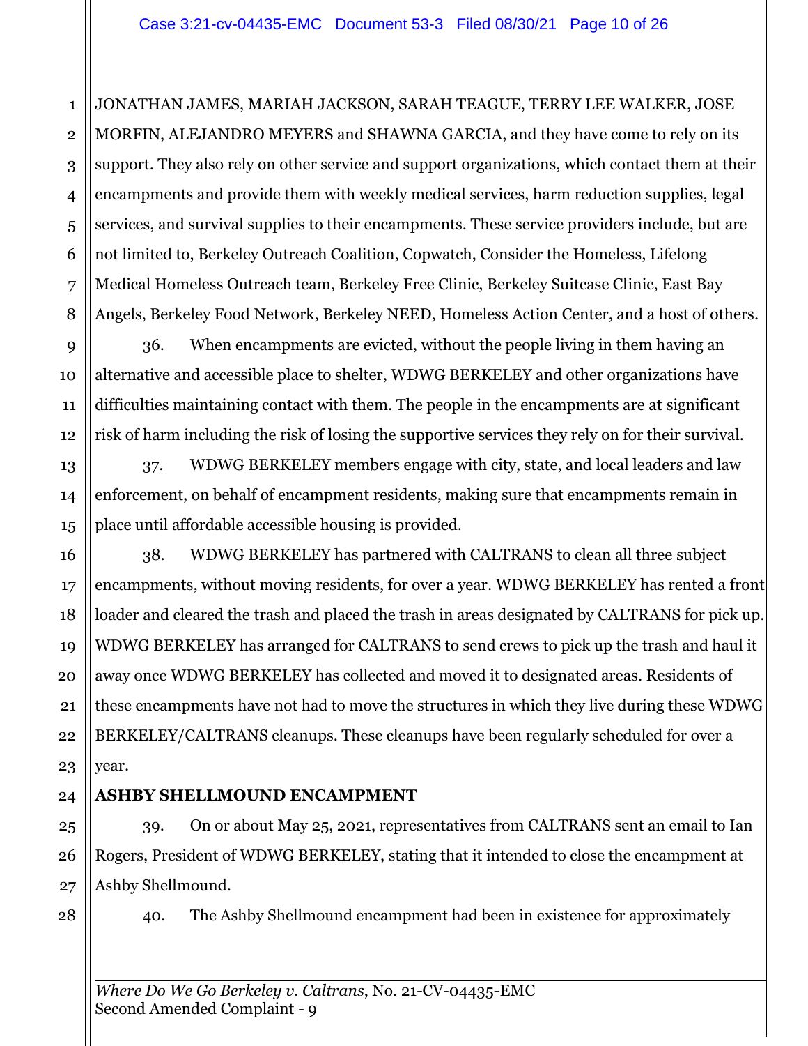JONATHAN JAMES, MARIAH JACKSON, SARAH TEAGUE, TERRY LEE WALKER, JOSE MORFIN, ALEJANDRO MEYERS and SHAWNA GARCIA, and they have come to rely on its support. They also rely on other service and support organizations, which contact them at their encampments and provide them with weekly medical services, harm reduction supplies, legal services, and survival supplies to their encampments. These service providers include, but are not limited to, Berkeley Outreach Coalition, Copwatch, Consider the Homeless, Lifelong Medical Homeless Outreach team, Berkeley Free Clinic, Berkeley Suitcase Clinic, East Bay Angels, Berkeley Food Network, Berkeley NEED, Homeless Action Center, and a host of others.

36. When encampments are evicted, without the people living in them having an alternative and accessible place to shelter, WDWG BERKELEY and other organizations have difficulties maintaining contact with them. The people in the encampments are at significant risk of harm including the risk of losing the supportive services they rely on for their survival.

37. WDWG BERKELEY members engage with city, state, and local leaders and law enforcement, on behalf of encampment residents, making sure that encampments remain in place until affordable accessible housing is provided.

38. WDWG BERKELEY has partnered with CALTRANS to clean all three subject encampments, without moving residents, for over a year. WDWG BERKELEY has rented a front loader and cleared the trash and placed the trash in areas designated by CALTRANS for pick up. WDWG BERKELEY has arranged for CALTRANS to send crews to pick up the trash and haul it away once WDWG BERKELEY has collected and moved it to designated areas. Residents of these encampments have not had to move the structures in which they live during these WDWG BERKELEY/CALTRANS cleanups. These cleanups have been regularly scheduled for over a year.

**ASHBY SHELLMOUND ENCAMPMENT**

39. On or about May 25, 2021, representatives from CALTRANS sent an email to Ian Rogers, President of WDWG BERKELEY, stating that it intended to close the encampment at Ashby Shellmound.

40. The Ashby Shellmound encampment had been in existence for approximately

*Where Do We Go Berkeley v. Caltrans*, No. 21-CV-04435-EMC
Second Amended Complaint - 9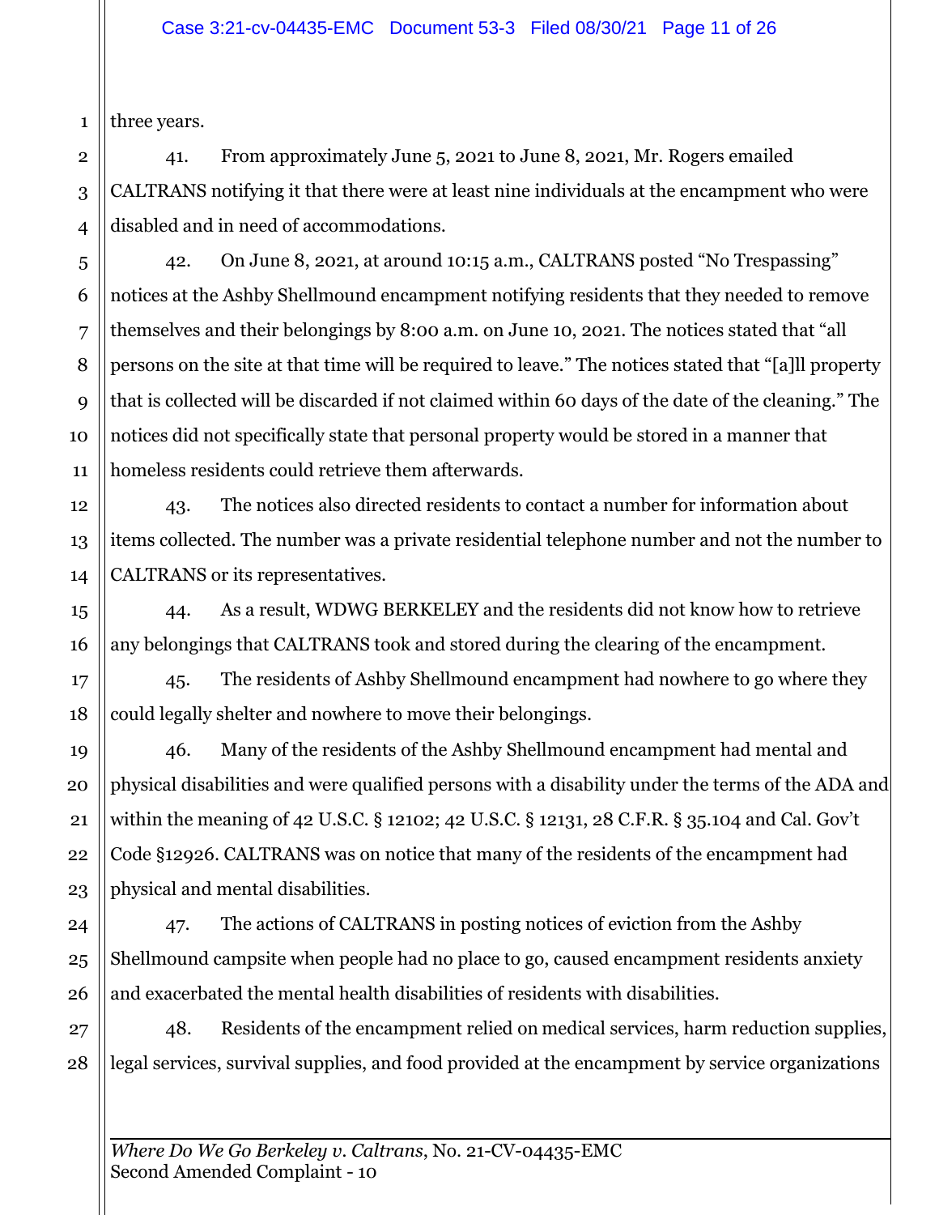three years.

41. From approximately June 5, 2021 to June 8, 2021, Mr. Rogers emailed CALTRANS notifying it that there were at least nine individuals at the encampment who were disabled and in need of accommodations.

42. On June 8, 2021, at around 10:15 a.m., CALTRANS posted "No Trespassing" notices at the Ashby Shellmound encampment notifying residents that they needed to remove themselves and their belongings by 8:00 a.m. on June 10, 2021. The notices stated that "all persons on the site at that time will be required to leave." The notices stated that "[a]ll property that is collected will be discarded if not claimed within 60 days of the date of the cleaning." The notices did not specifically state that personal property would be stored in a manner that homeless residents could retrieve them afterwards.

43. The notices also directed residents to contact a number for information about items collected. The number was a private residential telephone number and not the number to CALTRANS or its representatives.

44. As a result, WDWG BERKELEY and the residents did not know how to retrieve any belongings that CALTRANS took and stored during the clearing of the encampment.

45. The residents of Ashby Shellmound encampment had nowhere to go where they could legally shelter and nowhere to move their belongings.

46. Many of the residents of the Ashby Shellmound encampment had mental and physical disabilities and were qualified persons with a disability under the terms of the ADA and within the meaning of 42 U.S.C. § 12102; 42 U.S.C. § 12131, 28 C.F.R. § 35.104 and Cal. Gov't Code §12926. CALTRANS was on notice that many of the residents of the encampment had physical and mental disabilities.

47. The actions of CALTRANS in posting notices of eviction from the Ashby Shellmound campsite when people had no place to go, caused encampment residents anxiety and exacerbated the mental health disabilities of residents with disabilities.

48. Residents of the encampment relied on medical services, harm reduction supplies, legal services, survival supplies, and food provided at the encampment by service organizations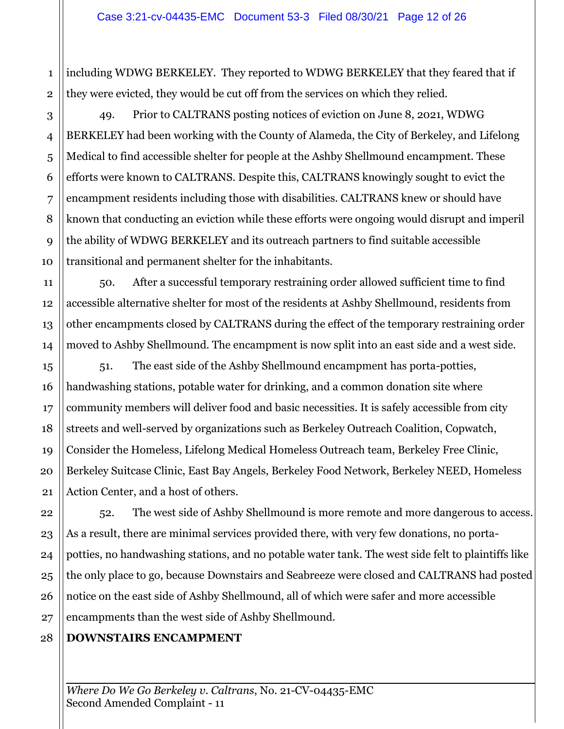including WDWG BERKELEY. They reported to WDWG BERKELEY that they feared that if they were evicted, they would be cut off from the services on which they relied.

49. Prior to CALTRANS posting notices of eviction on June 8, 2021, WDWG BERKELEY had been working with the County of Alameda, the City of Berkeley, and Lifelong Medical to find accessible shelter for people at the Ashby Shellmound encampment. These efforts were known to CALTRANS. Despite this, CALTRANS knowingly sought to evict the encampment residents including those with disabilities. CALTRANS knew or should have known that conducting an eviction while these efforts were ongoing would disrupt and imperil the ability of WDWG BERKELEY and its outreach partners to find suitable accessible transitional and permanent shelter for the inhabitants.

50. After a successful temporary restraining order allowed sufficient time to find accessible alternative shelter for most of the residents at Ashby Shellmound, residents from other encampments closed by CALTRANS during the effect of the temporary restraining order moved to Ashby Shellmound. The encampment is now split into an east side and a west side.

51. The east side of the Ashby Shellmound encampment has porta-potties, handwashing stations, potable water for drinking, and a common donation site where community members will deliver food and basic necessities. It is safely accessible from city streets and well-served by organizations such as Berkeley Outreach Coalition, Copwatch, Consider the Homeless, Lifelong Medical Homeless Outreach team, Berkeley Free Clinic, Berkeley Suitcase Clinic, East Bay Angels, Berkeley Food Network, Berkeley NEED, Homeless Action Center, and a host of others.

52. The west side of Ashby Shellmound is more remote and more dangerous to access. As a result, there are minimal services provided there, with very few donations, no porta-potties, no handwashing stations, and no potable water tank. The west side felt to plaintiffs like the only place to go, because Downstairs and Seabreeze were closed and CALTRANS had posted notice on the east side of Ashby Shellmound, all of which were safer and more accessible encampments than the west side of Ashby Shellmound.

**DOWNSTAIRS ENCAMPMENT**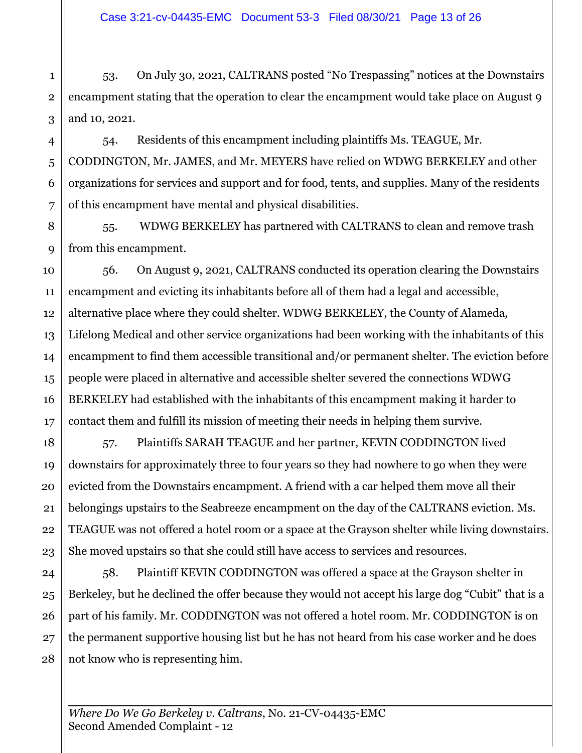53. On July 30, 2021, CALTRANS posted “No Trespassing” notices at the Downstairs encampment stating that the operation to clear the encampment would take place on August 9 and 10, 2021.

54. Residents of this encampment including plaintiffs Ms. TEAGUE, Mr. CODDINGTON, Mr. JAMES, and Mr. MEYERS have relied on WDWG BERKELEY and other organizations for services and support and for food, tents, and supplies. Many of the residents of this encampment have mental and physical disabilities.

55. WDWG BERKELEY has partnered with CALTRANS to clean and remove trash from this encampment.

56. On August 9, 2021, CALTRANS conducted its operation clearing the Downstairs encampment and evicting its inhabitants before all of them had a legal and accessible, alternative place where they could shelter. WDWG BERKELEY, the County of Alameda, Lifelong Medical and other service organizations had been working with the inhabitants of this encampment to find them accessible transitional and/or permanent shelter. The eviction before people were placed in alternative and accessible shelter severed the connections WDWG BERKELEY had established with the inhabitants of this encampment making it harder to contact them and fulfill its mission of meeting their needs in helping them survive.

57. Plaintiffs SARAH TEAGUE and her partner, KEVIN CODDINGTON lived downstairs for approximately three to four years so they had nowhere to go when they were evicted from the Downstairs encampment. A friend with a car helped them move all their belongings upstairs to the Seabreeze encampment on the day of the CALTRANS eviction. Ms. TEAGUE was not offered a hotel room or a space at the Grayson shelter while living downstairs. She moved upstairs so that she could still have access to services and resources.

58. Plaintiff KEVIN CODDINGTON was offered a space at the Grayson shelter in Berkeley, but he declined the offer because they would not accept his large dog “Cubit” that is a part of his family. Mr. CODDINGTON was not offered a hotel room. Mr. CODDINGTON is on the permanent supportive housing list but he has not heard from his case worker and he does not know who is representing him.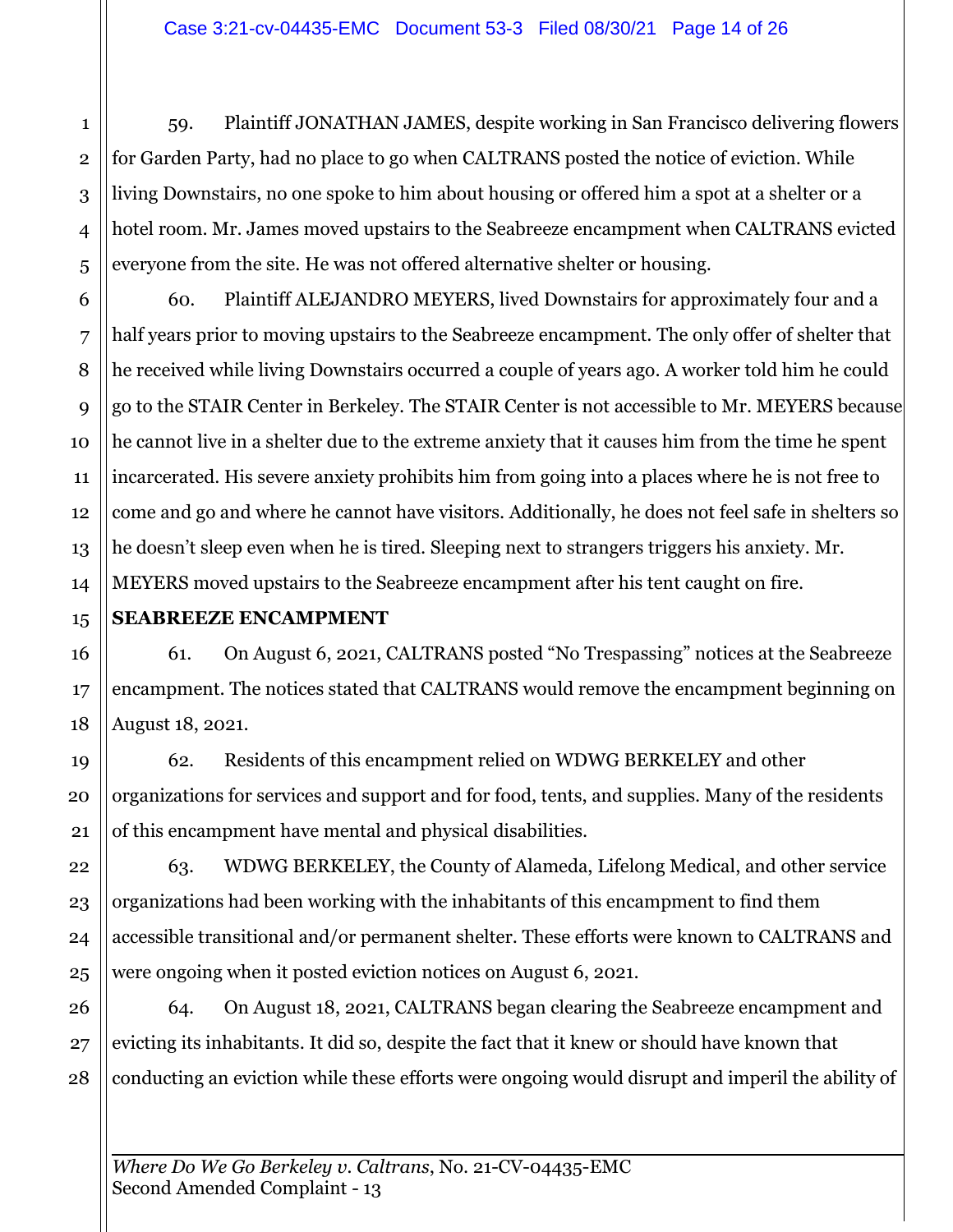59. Plaintiff JONATHAN JAMES, despite working in San Francisco delivering flowers for Garden Party, had no place to go when CALTRANS posted the notice of eviction. While living Downstairs, no one spoke to him about housing or offered him a spot at a shelter or a hotel room. Mr. James moved upstairs to the Seabreeze encampment when CALTRANS evicted everyone from the site. He was not offered alternative shelter or housing.

60. Plaintiff ALEJANDRO MEYERS, lived Downstairs for approximately four and a half years prior to moving upstairs to the Seabreeze encampment. The only offer of shelter that he received while living Downstairs occurred a couple of years ago. A worker told him he could go to the STAIR Center in Berkeley. The STAIR Center is not accessible to Mr. MEYERS because he cannot live in a shelter due to the extreme anxiety that it causes him from the time he spent incarcerated. His severe anxiety prohibits him from going into a places where he is not free to come and go and where he cannot have visitors. Additionally, he does not feel safe in shelters so he doesn't sleep even when he is tired. Sleeping next to strangers triggers his anxiety. Mr. MEYERS moved upstairs to the Seabreeze encampment after his tent caught on fire.

**SEABREEZE ENCAMPMENT**

61. On August 6, 2021, CALTRANS posted "No Trespassing" notices at the Seabreeze encampment. The notices stated that CALTRANS would remove the encampment beginning on August 18, 2021.

62. Residents of this encampment relied on WDWG BERKELEY and other organizations for services and support and for food, tents, and supplies. Many of the residents of this encampment have mental and physical disabilities.

63. WDWG BERKELEY, the County of Alameda, Lifelong Medical, and other service organizations had been working with the inhabitants of this encampment to find them accessible transitional and/or permanent shelter. These efforts were known to CALTRANS and were ongoing when it posted eviction notices on August 6, 2021.

64. On August 18, 2021, CALTRANS began clearing the Seabreeze encampment and evicting its inhabitants. It did so, despite the fact that it knew or should have known that conducting an eviction while these efforts were ongoing would disrupt and imperil the ability of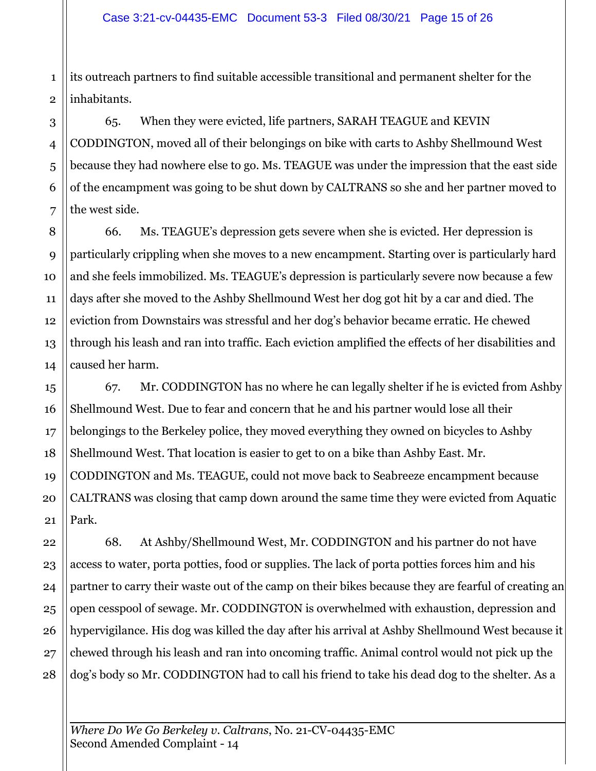its outreach partners to find suitable accessible transitional and permanent shelter for the inhabitants.

65. When they were evicted, life partners, SARAH TEAGUE and KEVIN CODDINGTON, moved all of their belongings on bike with carts to Ashby Shellmound West because they had nowhere else to go. Ms. TEAGUE was under the impression that the east side of the encampment was going to be shut down by CALTRANS so she and her partner moved to the west side.

66. Ms. TEAGUE's depression gets severe when she is evicted. Her depression is particularly crippling when she moves to a new encampment. Starting over is particularly hard and she feels immobilized. Ms. TEAGUE's depression is particularly severe now because a few days after she moved to the Ashby Shellmound West her dog got hit by a car and died. The eviction from Downstairs was stressful and her dog's behavior became erratic. He chewed through his leash and ran into traffic. Each eviction amplified the effects of her disabilities and caused her harm.

67. Mr. CODDINGTON has no where he can legally shelter if he is evicted from Ashby Shellmound West. Due to fear and concern that he and his partner would lose all their belongings to the Berkeley police, they moved everything they owned on bicycles to Ashby Shellmound West. That location is easier to get to on a bike than Ashby East. Mr. CODDINGTON and Ms. TEAGUE, could not move back to Seabreeze encampment because CALTRANS was closing that camp down around the same time they were evicted from Aquatic Park.

68. At Ashby/Shellmound West, Mr. CODDINGTON and his partner do not have access to water, porta potties, food or supplies. The lack of porta potties forces him and his partner to carry their waste out of the camp on their bikes because they are fearful of creating an open cesspool of sewage. Mr. CODDINGTON is overwhelmed with exhaustion, depression and hypervigilance. His dog was killed the day after his arrival at Ashby Shellmound West because it chewed through his leash and ran into oncoming traffic. Animal control would not pick up the dog's body so Mr. CODDINGTON had to call his friend to take his dead dog to the shelter. As a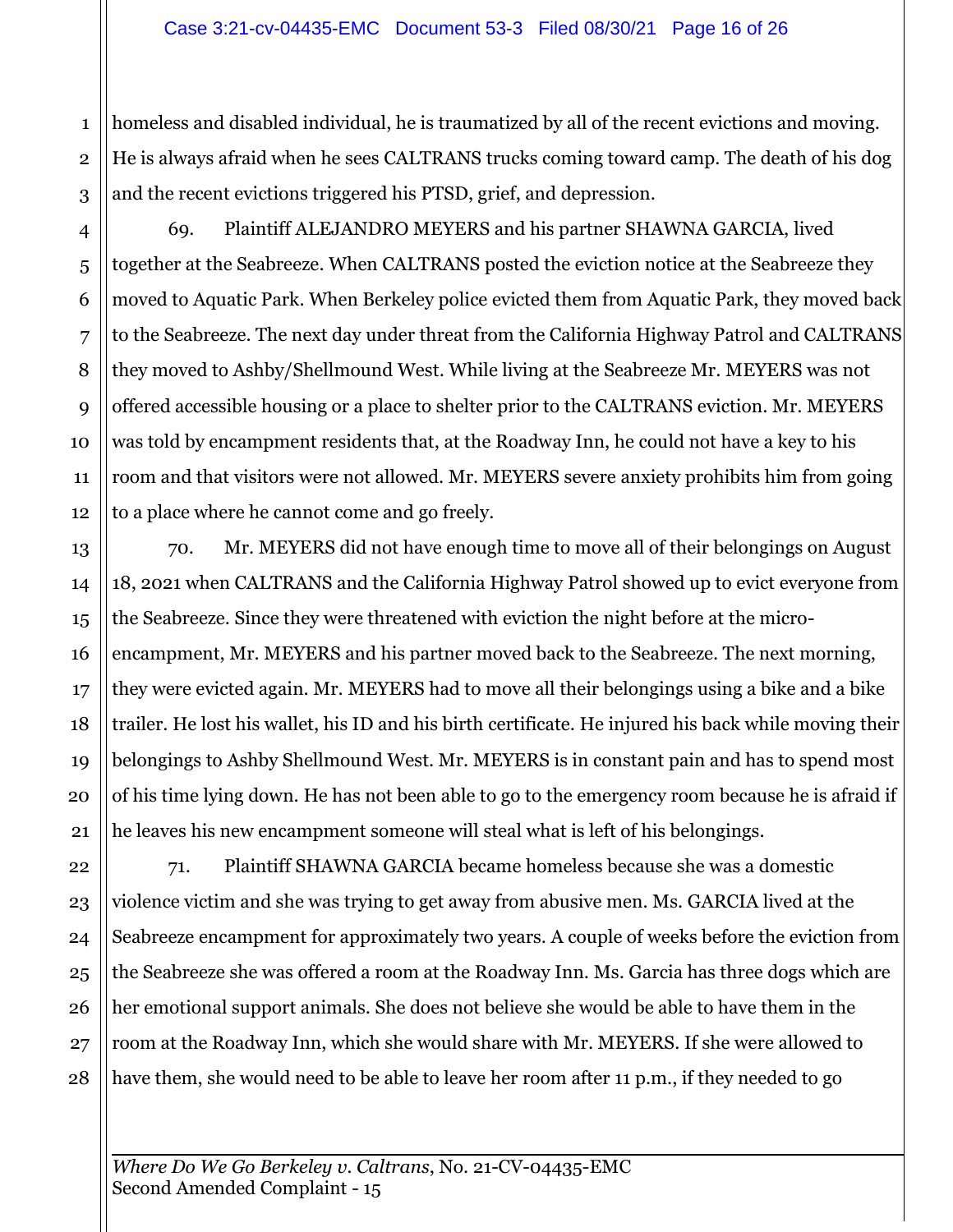homeless and disabled individual, he is traumatized by all of the recent evictions and moving. He is always afraid when he sees CALTRANS trucks coming toward camp. The death of his dog and the recent evictions triggered his PTSD, grief, and depression.

69. Plaintiff ALEJANDRO MEYERS and his partner SHAWNA GARCIA, lived together at the Seabreeze. When CALTRANS posted the eviction notice at the Seabreeze they moved to Aquatic Park. When Berkeley police evicted them from Aquatic Park, they moved back to the Seabreeze. The next day under threat from the California Highway Patrol and CALTRANS they moved to Ashby/Shellmound West. While living at the Seabreeze Mr. MEYERS was not offered accessible housing or a place to shelter prior to the CALTRANS eviction. Mr. MEYERS was told by encampment residents that, at the Roadway Inn, he could not have a key to his room and that visitors were not allowed. Mr. MEYERS severe anxiety prohibits him from going to a place where he cannot come and go freely.

70. Mr. MEYERS did not have enough time to move all of their belongings on August 18, 2021 when CALTRANS and the California Highway Patrol showed up to evict everyone from the Seabreeze. Since they were threatened with eviction the night before at the micro-encampment, Mr. MEYERS and his partner moved back to the Seabreeze. The next morning, they were evicted again. Mr. MEYERS had to move all their belongings using a bike and a bike trailer. He lost his wallet, his ID and his birth certificate. He injured his back while moving their belongings to Ashby Shellmound West. Mr. MEYERS is in constant pain and has to spend most of his time lying down. He has not been able to go to the emergency room because he is afraid if he leaves his new encampment someone will steal what is left of his belongings.

71. Plaintiff SHAWNA GARCIA became homeless because she was a domestic violence victim and she was trying to get away from abusive men. Ms. GARCIA lived at the Seabreeze encampment for approximately two years. A couple of weeks before the eviction from the Seabreeze she was offered a room at the Roadway Inn. Ms. Garcia has three dogs which are her emotional support animals. She does not believe she would be able to have them in the room at the Roadway Inn, which she would share with Mr. MEYERS. If she were allowed to have them, she would need to be able to leave her room after 11 p.m., if they needed to go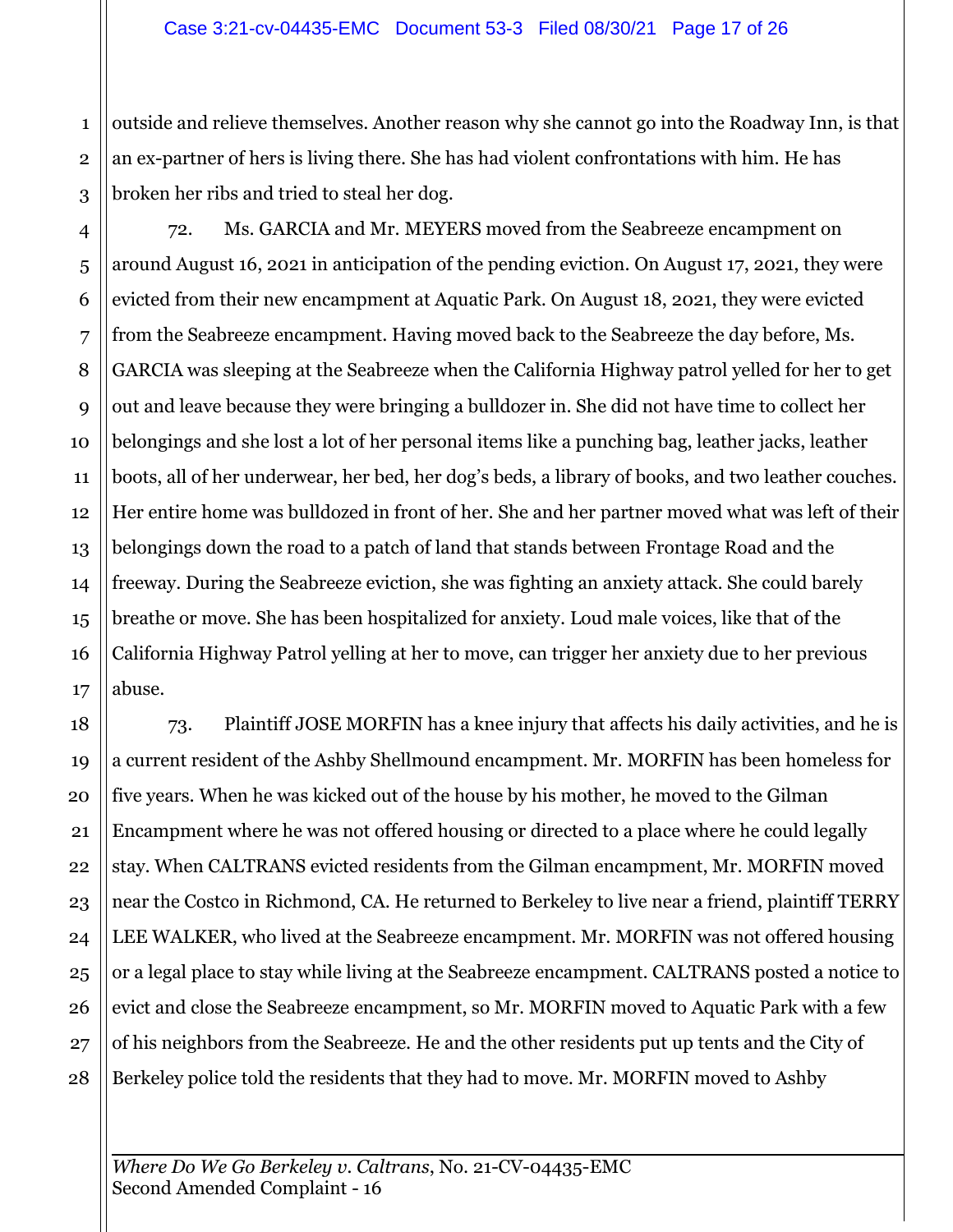outside and relieve themselves. Another reason why she cannot go into the Roadway Inn, is that an ex-partner of hers is living there. She has had violent confrontations with him. He has broken her ribs and tried to steal her dog.

72. Ms. GARCIA and Mr. MEYERS moved from the Seabreeze encampment on around August 16, 2021 in anticipation of the pending eviction. On August 17, 2021, they were evicted from their new encampment at Aquatic Park. On August 18, 2021, they were evicted from the Seabreeze encampment. Having moved back to the Seabreeze the day before, Ms. GARCIA was sleeping at the Seabreeze when the California Highway patrol yelled for her to get out and leave because they were bringing a bulldozer in. She did not have time to collect her belongings and she lost a lot of her personal items like a punching bag, leather jacks, leather boots, all of her underwear, her bed, her dog's beds, a library of books, and two leather couches. Her entire home was bulldozed in front of her. She and her partner moved what was left of their belongings down the road to a patch of land that stands between Frontage Road and the freeway. During the Seabreeze eviction, she was fighting an anxiety attack. She could barely breathe or move. She has been hospitalized for anxiety. Loud male voices, like that of the California Highway Patrol yelling at her to move, can trigger her anxiety due to her previous abuse.

73. Plaintiff JOSE MORFIN has a knee injury that affects his daily activities, and he is a current resident of the Ashby Shellmound encampment. Mr. MORFIN has been homeless for five years. When he was kicked out of the house by his mother, he moved to the Gilman Encampment where he was not offered housing or directed to a place where he could legally stay. When CALTRANS evicted residents from the Gilman encampment, Mr. MORFIN moved near the Costco in Richmond, CA. He returned to Berkeley to live near a friend, plaintiff TERRY LEE WALKER, who lived at the Seabreeze encampment. Mr. MORFIN was not offered housing or a legal place to stay while living at the Seabreeze encampment. CALTRANS posted a notice to evict and close the Seabreeze encampment, so Mr. MORFIN moved to Aquatic Park with a few of his neighbors from the Seabreeze. He and the other residents put up tents and the City of Berkeley police told the residents that they had to move. Mr. MORFIN moved to Ashby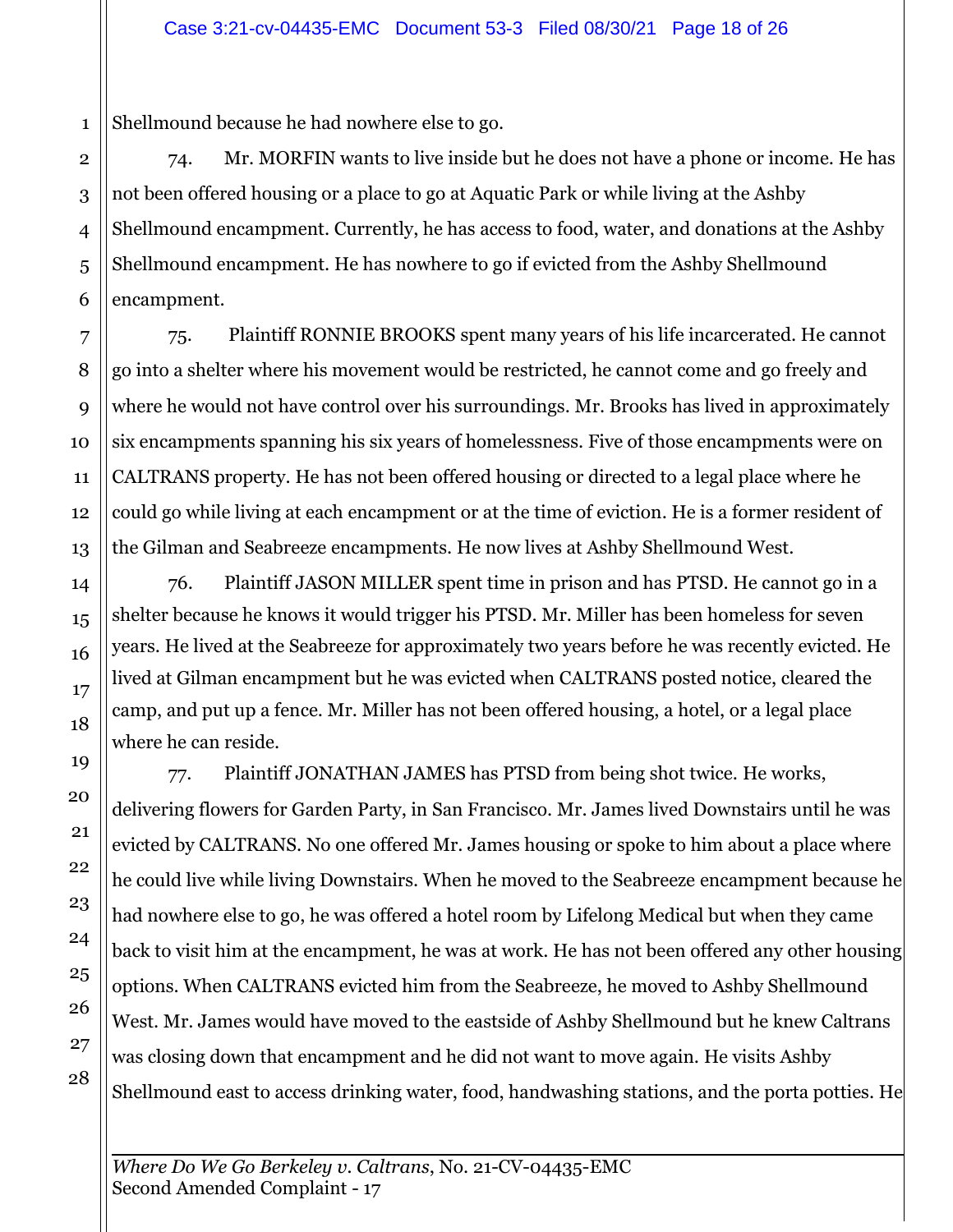Shellmound because he had nowhere else to go.

74. Mr. MORFIN wants to live inside but he does not have a phone or income. He has not been offered housing or a place to go at Aquatic Park or while living at the Ashby Shellmound encampment. Currently, he has access to food, water, and donations at the Ashby Shellmound encampment. He has nowhere to go if evicted from the Ashby Shellmound encampment.

75. Plaintiff RONNIE BROOKS spent many years of his life incarcerated. He cannot go into a shelter where his movement would be restricted, he cannot come and go freely and where he would not have control over his surroundings. Mr. Brooks has lived in approximately six encampments spanning his six years of homelessness. Five of those encampments were on CALTRANS property. He has not been offered housing or directed to a legal place where he could go while living at each encampment or at the time of eviction. He is a former resident of the Gilman and Seabreeze encampments. He now lives at Ashby Shellmound West.

76. Plaintiff JASON MILLER spent time in prison and has PTSD. He cannot go in a shelter because he knows it would trigger his PTSD. Mr. Miller has been homeless for seven years. He lived at the Seabreeze for approximately two years before he was recently evicted. He lived at Gilman encampment but he was evicted when CALTRANS posted notice, cleared the camp, and put up a fence. Mr. Miller has not been offered housing, a hotel, or a legal place where he can reside.

77. Plaintiff JONATHAN JAMES has PTSD from being shot twice. He works, delivering flowers for Garden Party, in San Francisco. Mr. James lived Downstairs until he was evicted by CALTRANS. No one offered Mr. James housing or spoke to him about a place where he could live while living Downstairs. When he moved to the Seabreeze encampment because he had nowhere else to go, he was offered a hotel room by Lifelong Medical but when they came back to visit him at the encampment, he was at work. He has not been offered any other housing options. When CALTRANS evicted him from the Seabreeze, he moved to Ashby Shellmound West. Mr. James would have moved to the eastside of Ashby Shellmound but he knew Caltrans was closing down that encampment and he did not want to move again. He visits Ashby Shellmound east to access drinking water, food, handwashing stations, and the porta potties. He

*Where Do We Go Berkeley v. Caltrans*, No. 21-CV-04435-EMC
Second Amended Complaint - 17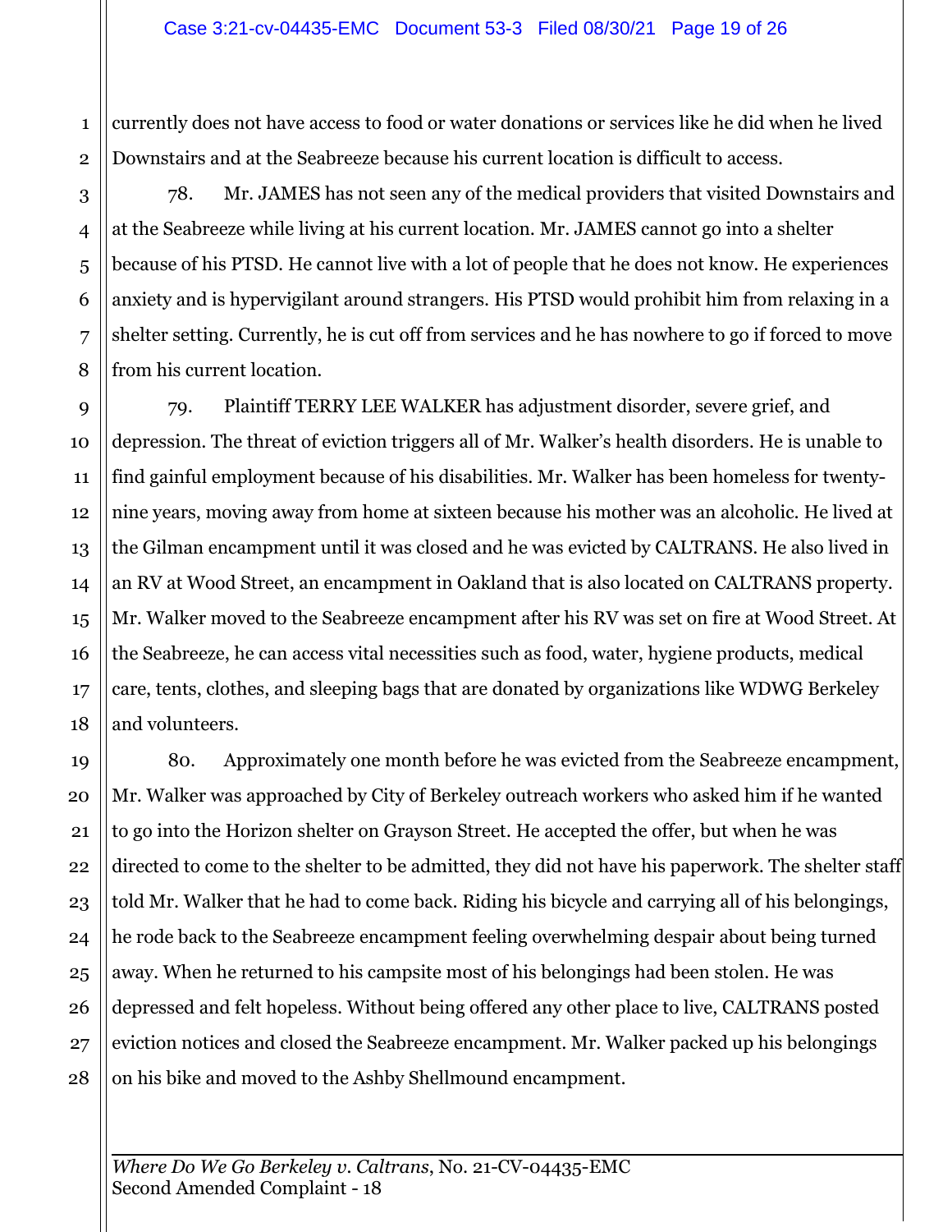currently does not have access to food or water donations or services like he did when he lived Downstairs and at the Seabreeze because his current location is difficult to access.

78. Mr. JAMES has not seen any of the medical providers that visited Downstairs and at the Seabreeze while living at his current location. Mr. JAMES cannot go into a shelter because of his PTSD. He cannot live with a lot of people that he does not know. He experiences anxiety and is hypervigilant around strangers. His PTSD would prohibit him from relaxing in a shelter setting. Currently, he is cut off from services and he has nowhere to go if forced to move from his current location.

79. Plaintiff TERRY LEE WALKER has adjustment disorder, severe grief, and depression. The threat of eviction triggers all of Mr. Walker's health disorders. He is unable to find gainful employment because of his disabilities. Mr. Walker has been homeless for twenty-nine years, moving away from home at sixteen because his mother was an alcoholic. He lived at the Gilman encampment until it was closed and he was evicted by CALTRANS. He also lived in an RV at Wood Street, an encampment in Oakland that is also located on CALTRANS property. Mr. Walker moved to the Seabreeze encampment after his RV was set on fire at Wood Street. At the Seabreeze, he can access vital necessities such as food, water, hygiene products, medical care, tents, clothes, and sleeping bags that are donated by organizations like WDWG Berkeley and volunteers.

80. Approximately one month before he was evicted from the Seabreeze encampment, Mr. Walker was approached by City of Berkeley outreach workers who asked him if he wanted to go into the Horizon shelter on Grayson Street. He accepted the offer, but when he was directed to come to the shelter to be admitted, they did not have his paperwork. The shelter staff told Mr. Walker that he had to come back. Riding his bicycle and carrying all of his belongings, he rode back to the Seabreeze encampment feeling overwhelming despair about being turned away. When he returned to his campsite most of his belongings had been stolen. He was depressed and felt hopeless. Without being offered any other place to live, CALTRANS posted eviction notices and closed the Seabreeze encampment. Mr. Walker packed up his belongings on his bike and moved to the Ashby Shellmound encampment.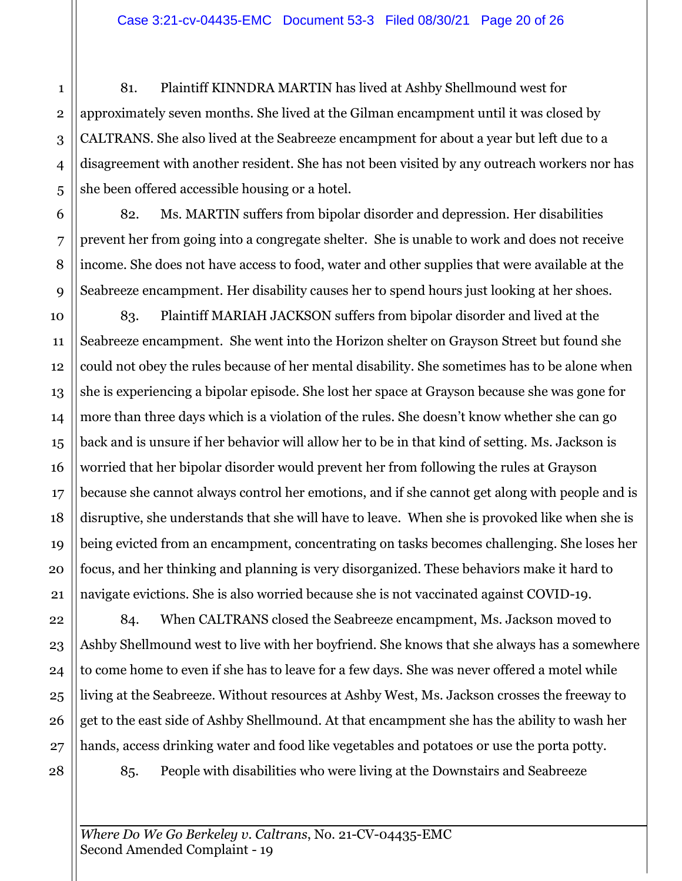81. Plaintiff KINNDRA MARTIN has lived at Ashby Shellmound west for approximately seven months. She lived at the Gilman encampment until it was closed by CALTRANS. She also lived at the Seabreeze encampment for about a year but left due to a disagreement with another resident. She has not been visited by any outreach workers nor has she been offered accessible housing or a hotel.

82. Ms. MARTIN suffers from bipolar disorder and depression. Her disabilities prevent her from going into a congregate shelter. She is unable to work and does not receive income. She does not have access to food, water and other supplies that were available at the Seabreeze encampment. Her disability causes her to spend hours just looking at her shoes.

83. Plaintiff MARIAH JACKSON suffers from bipolar disorder and lived at the Seabreeze encampment. She went into the Horizon shelter on Grayson Street but found she could not obey the rules because of her mental disability. She sometimes has to be alone when she is experiencing a bipolar episode. She lost her space at Grayson because she was gone for more than three days which is a violation of the rules. She doesn't know whether she can go back and is unsure if her behavior will allow her to be in that kind of setting. Ms. Jackson is worried that her bipolar disorder would prevent her from following the rules at Grayson because she cannot always control her emotions, and if she cannot get along with people and is disruptive, she understands that she will have to leave. When she is provoked like when she is being evicted from an encampment, concentrating on tasks becomes challenging. She loses her focus, and her thinking and planning is very disorganized. These behaviors make it hard to navigate evictions. She is also worried because she is not vaccinated against COVID-19.

84. When CALTRANS closed the Seabreeze encampment, Ms. Jackson moved to Ashby Shellmound west to live with her boyfriend. She knows that she always has a somewhere to come home to even if she has to leave for a few days. She was never offered a motel while living at the Seabreeze. Without resources at Ashby West, Ms. Jackson crosses the freeway to get to the east side of Ashby Shellmound. At that encampment she has the ability to wash her hands, access drinking water and food like vegetables and potatoes or use the porta potty.

85. People with disabilities who were living at the Downstairs and Seabreeze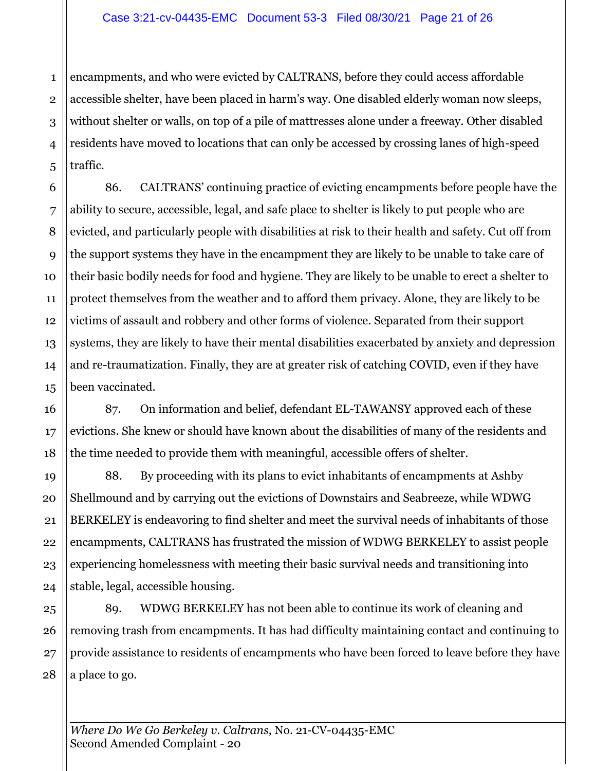encampments, and who were evicted by CALTRANS, before they could access affordable accessible shelter, have been placed in harm's way. One disabled elderly woman now sleeps, without shelter or walls, on top of a pile of mattresses alone under a freeway. Other disabled residents have moved to locations that can only be accessed by crossing lanes of high-speed traffic.

86. CALTRANS' continuing practice of evicting encampments before people have the ability to secure, accessible, legal, and safe place to shelter is likely to put people who are evicted, and particularly people with disabilities at risk to their health and safety. Cut off from the support systems they have in the encampment they are likely to be unable to take care of their basic bodily needs for food and hygiene. They are likely to be unable to erect a shelter to protect themselves from the weather and to afford them privacy. Alone, they are likely to be victims of assault and robbery and other forms of violence. Separated from their support systems, they are likely to have their mental disabilities exacerbated by anxiety and depression and re-traumatization. Finally, they are at greater risk of catching COVID, even if they have been vaccinated.

87. On information and belief, defendant EL-TAWANSY approved each of these evictions. She knew or should have known about the disabilities of many of the residents and the time needed to provide them with meaningful, accessible offers of shelter.

88. By proceeding with its plans to evict inhabitants of encampments at Ashby Shellmound and by carrying out the evictions of Downstairs and Seabreeze, while WDWG BERKELEY is endeavoring to find shelter and meet the survival needs of inhabitants of those encampments, CALTRANS has frustrated the mission of WDWG BERKELEY to assist people experiencing homelessness with meeting their basic survival needs and transitioning into stable, legal, accessible housing.

89. WDWG BERKELEY has not been able to continue its work of cleaning and removing trash from encampments. It has had difficulty maintaining contact and continuing to provide assistance to residents of encampments who have been forced to leave before they have a place to go.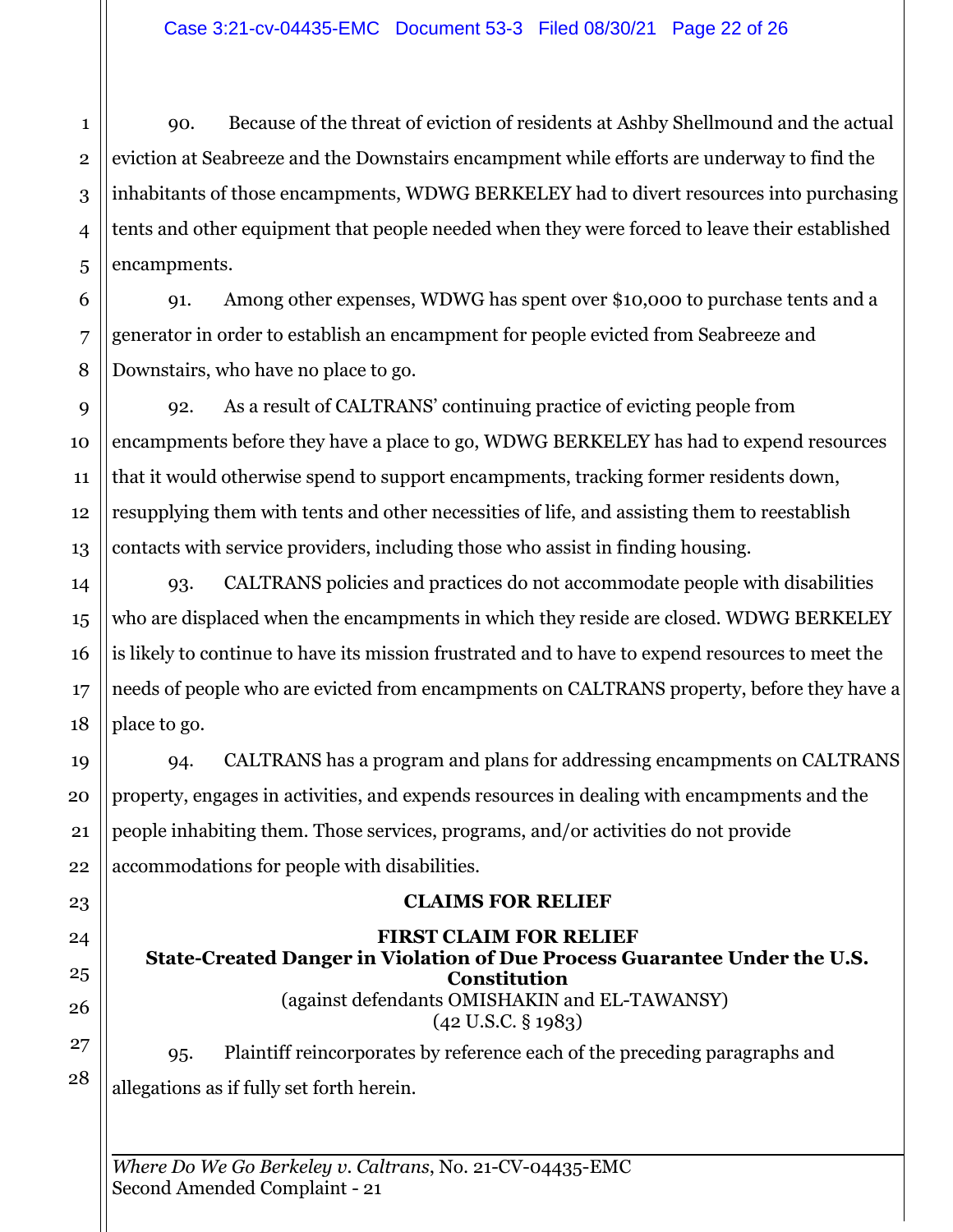90. Because of the threat of eviction of residents at Ashby Shellmound and the actual eviction at Seabreeze and the Downstairs encampment while efforts are underway to find the inhabitants of those encampments, WDWG BERKELEY had to divert resources into purchasing tents and other equipment that people needed when they were forced to leave their established encampments.

91. Among other expenses, WDWG has spent over $10,000 to purchase tents and a generator in order to establish an encampment for people evicted from Seabreeze and Downstairs, who have no place to go.

92. As a result of CALTRANS' continuing practice of evicting people from encampments before they have a place to go, WDWG BERKELEY has had to expend resources that it would otherwise spend to support encampments, tracking former residents down, resupplying them with tents and other necessities of life, and assisting them to reestablish contacts with service providers, including those who assist in finding housing.

93. CALTRANS policies and practices do not accommodate people with disabilities who are displaced when the encampments in which they reside are closed. WDWG BERKELEY is likely to continue to have its mission frustrated and to have to expend resources to meet the needs of people who are evicted from encampments on CALTRANS property, before they have a place to go.

94. CALTRANS has a program and plans for addressing encampments on CALTRANS property, engages in activities, and expends resources in dealing with encampments and the people inhabiting them. Those services, programs, and/or activities do not provide accommodations for people with disabilities.

## CLAIMS FOR RELIEF

### FIRST CLAIM FOR RELIEF
### State-Created Danger in Violation of Due Process Guarantee Under the U.S. Constitution

(against defendants OMISHAKIN and EL-TAWANSY)
(42 U.S.C. § 1983)

95. Plaintiff reincorporates by reference each of the preceding paragraphs and allegations as if fully set forth herein.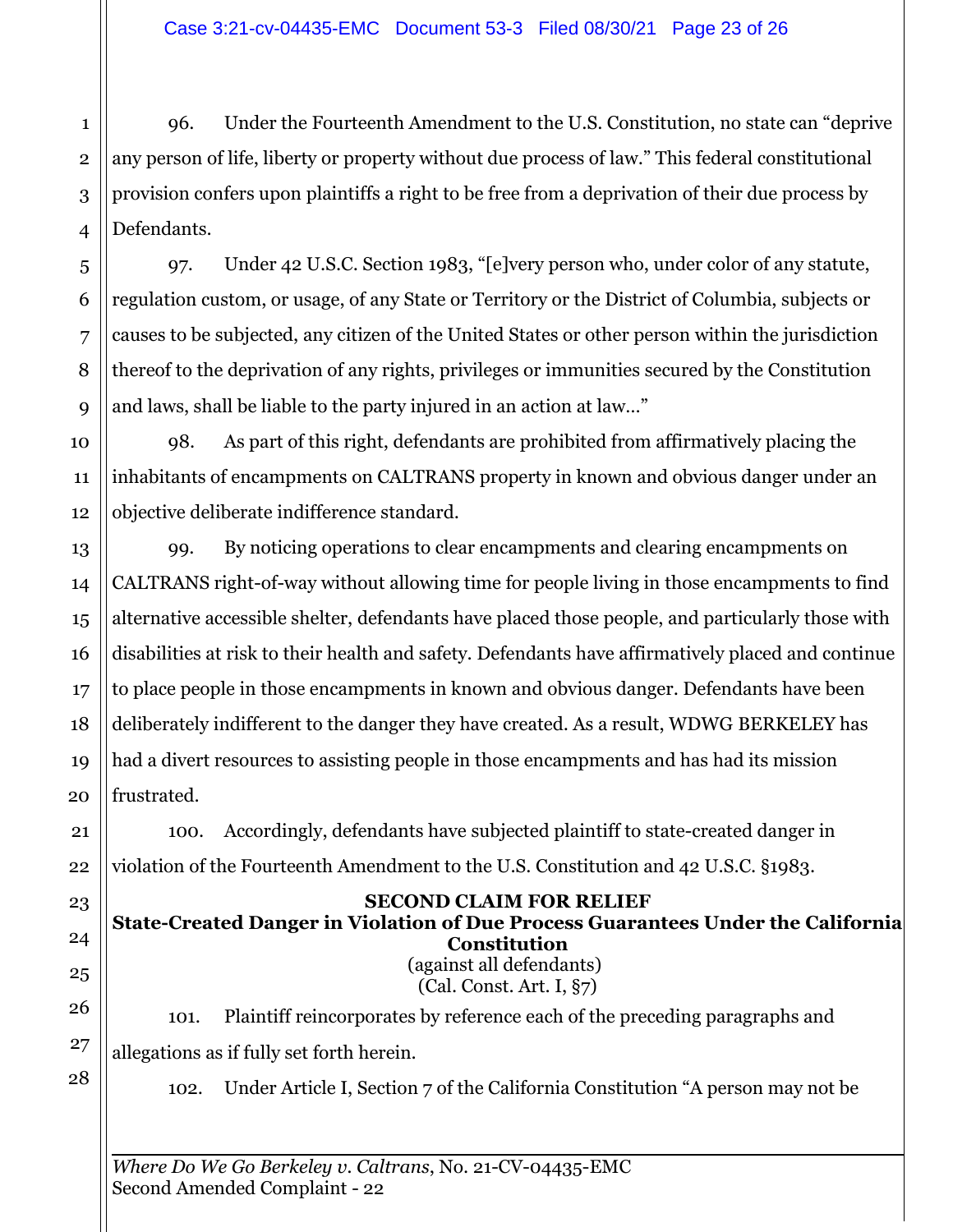96. Under the Fourteenth Amendment to the U.S. Constitution, no state can "deprive any person of life, liberty or property without due process of law." This federal constitutional provision confers upon plaintiffs a right to be free from a deprivation of their due process by Defendants.

97. Under 42 U.S.C. Section 1983, "[e]very person who, under color of any statute, regulation custom, or usage, of any State or Territory or the District of Columbia, subjects or causes to be subjected, any citizen of the United States or other person within the jurisdiction thereof to the deprivation of any rights, privileges or immunities secured by the Constitution and laws, shall be liable to the party injured in an action at law…"

98. As part of this right, defendants are prohibited from affirmatively placing the inhabitants of encampments on CALTRANS property in known and obvious danger under an objective deliberate indifference standard.

99. By noticing operations to clear encampments and clearing encampments on CALTRANS right-of-way without allowing time for people living in those encampments to find alternative accessible shelter, defendants have placed those people, and particularly those with disabilities at risk to their health and safety. Defendants have affirmatively placed and continue to place people in those encampments in known and obvious danger. Defendants have been deliberately indifferent to the danger they have created. As a result, WDWG BERKELEY has had a divert resources to assisting people in those encampments and has had its mission frustrated.

100. Accordingly, defendants have subjected plaintiff to state-created danger in violation of the Fourteenth Amendment to the U.S. Constitution and 42 U.S.C. §1983.

**SECOND CLAIM FOR RELIEF**
**State-Created Danger in Violation of Due Process Guarantees Under the California Constitution**
(against all defendants)
(Cal. Const. Art. I, §7)

101. Plaintiff reincorporates by reference each of the preceding paragraphs and allegations as if fully set forth herein.

102. Under Article I, Section 7 of the California Constitution "A person may not be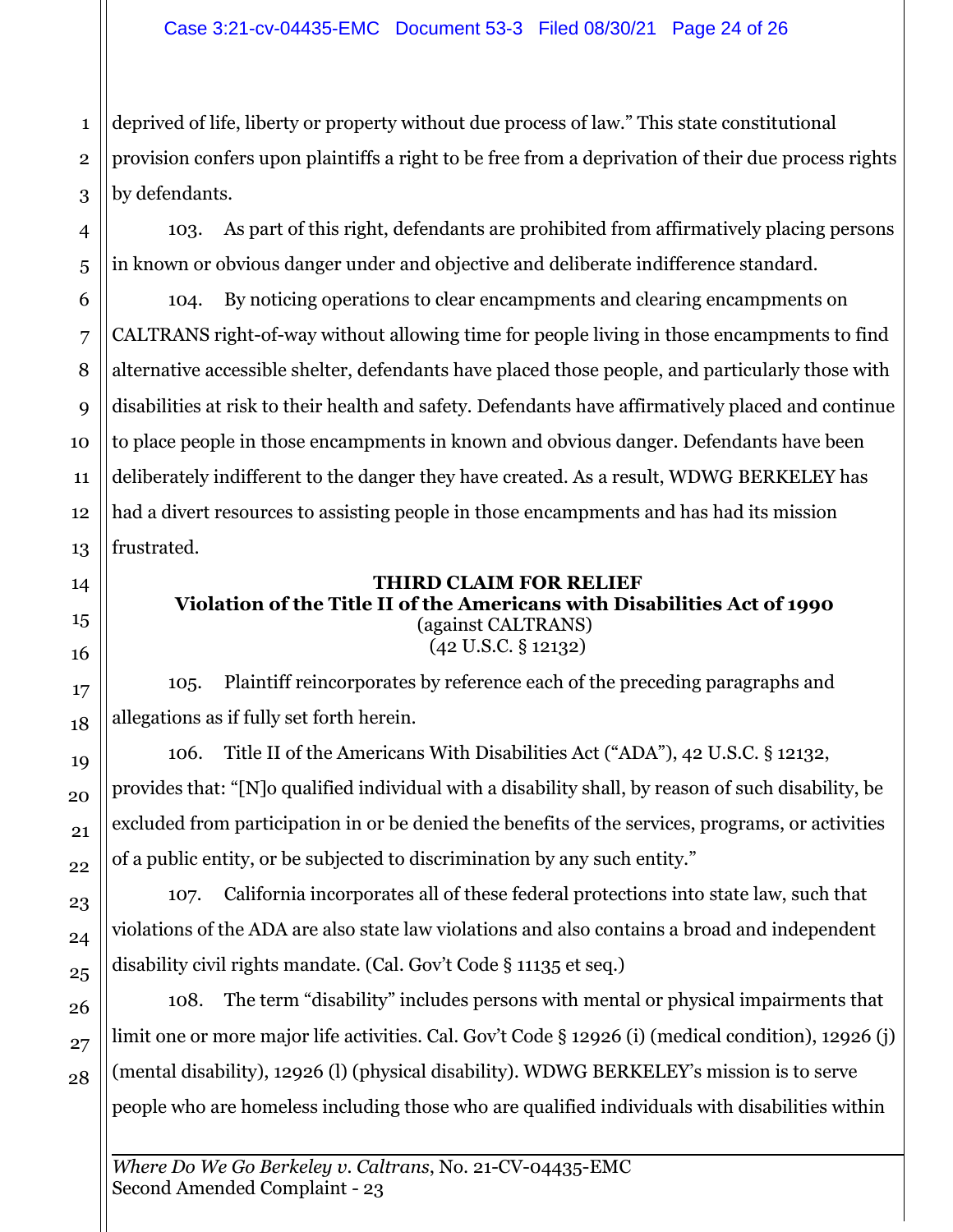deprived of life, liberty or property without due process of law." This state constitutional provision confers upon plaintiffs a right to be free from a deprivation of their due process rights by defendants.

103. As part of this right, defendants are prohibited from affirmatively placing persons in known or obvious danger under and objective and deliberate indifference standard.

104. By noticing operations to clear encampments and clearing encampments on CALTRANS right-of-way without allowing time for people living in those encampments to find alternative accessible shelter, defendants have placed those people, and particularly those with disabilities at risk to their health and safety. Defendants have affirmatively placed and continue to place people in those encampments in known and obvious danger. Defendants have been deliberately indifferent to the danger they have created. As a result, WDWG BERKELEY has had a divert resources to assisting people in those encampments and has had its mission frustrated.

**THIRD CLAIM FOR RELIEF**
**Violation of the Title II of the Americans with Disabilities Act of 1990**
(against CALTRANS)
(42 U.S.C. § 12132)

105. Plaintiff reincorporates by reference each of the preceding paragraphs and allegations as if fully set forth herein.

106. Title II of the Americans With Disabilities Act ("ADA"), 42 U.S.C. § 12132, provides that: "[N]o qualified individual with a disability shall, by reason of such disability, be excluded from participation in or be denied the benefits of the services, programs, or activities of a public entity, or be subjected to discrimination by any such entity."

107. California incorporates all of these federal protections into state law, such that violations of the ADA are also state law violations and also contains a broad and independent disability civil rights mandate. (Cal. Gov't Code § 11135 et seq.)

108. The term "disability" includes persons with mental or physical impairments that limit one or more major life activities. Cal. Gov't Code § 12926 (i) (medical condition), 12926 (j) (mental disability), 12926 (l) (physical disability). WDWG BERKELEY's mission is to serve people who are homeless including those who are qualified individuals with disabilities within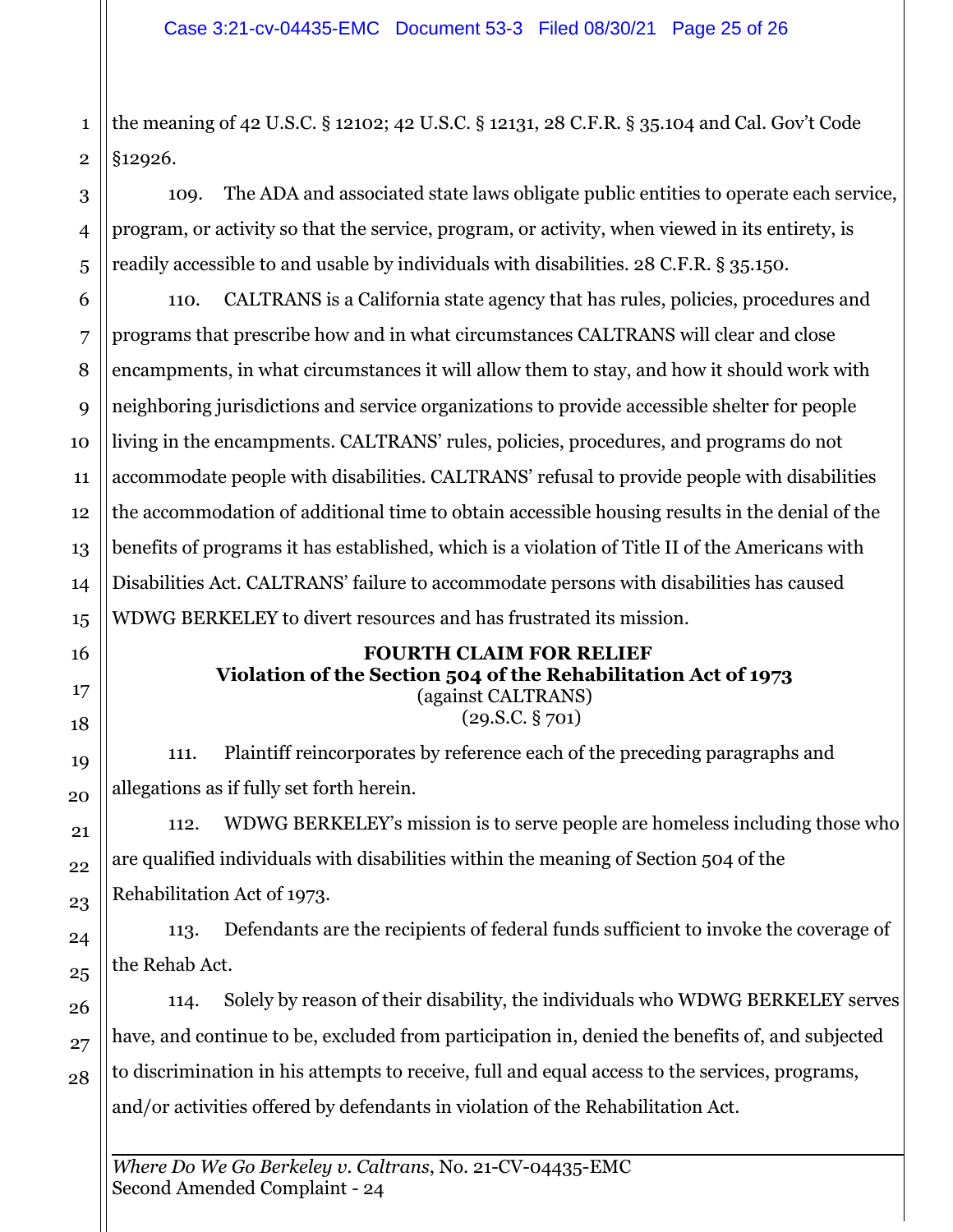the meaning of 42 U.S.C. § 12102; 42 U.S.C. § 12131, 28 C.F.R. § 35.104 and Cal. Gov't Code §12926.

109. The ADA and associated state laws obligate public entities to operate each service, program, or activity so that the service, program, or activity, when viewed in its entirety, is readily accessible to and usable by individuals with disabilities. 28 C.F.R. § 35.150.

110. CALTRANS is a California state agency that has rules, policies, procedures and programs that prescribe how and in what circumstances CALTRANS will clear and close encampments, in what circumstances it will allow them to stay, and how it should work with neighboring jurisdictions and service organizations to provide accessible shelter for people living in the encampments. CALTRANS' rules, policies, procedures, and programs do not accommodate people with disabilities. CALTRANS' refusal to provide people with disabilities the accommodation of additional time to obtain accessible housing results in the denial of the benefits of programs it has established, which is a violation of Title II of the Americans with Disabilities Act. CALTRANS' failure to accommodate persons with disabilities has caused WDWG BERKELEY to divert resources and has frustrated its mission.

**FOURTH CLAIM FOR RELIEF**
**Violation of the Section 504 of the Rehabilitation Act of 1973**
(against CALTRANS)
(29.S.C. § 701)

111. Plaintiff reincorporates by reference each of the preceding paragraphs and allegations as if fully set forth herein.

112. WDWG BERKELEY's mission is to serve people are homeless including those who are qualified individuals with disabilities within the meaning of Section 504 of the Rehabilitation Act of 1973.

113. Defendants are the recipients of federal funds sufficient to invoke the coverage of the Rehab Act.

114. Solely by reason of their disability, the individuals who WDWG BERKELEY serves have, and continue to be, excluded from participation in, denied the benefits of, and subjected to discrimination in his attempts to receive, full and equal access to the services, programs, and/or activities offered by defendants in violation of the Rehabilitation Act.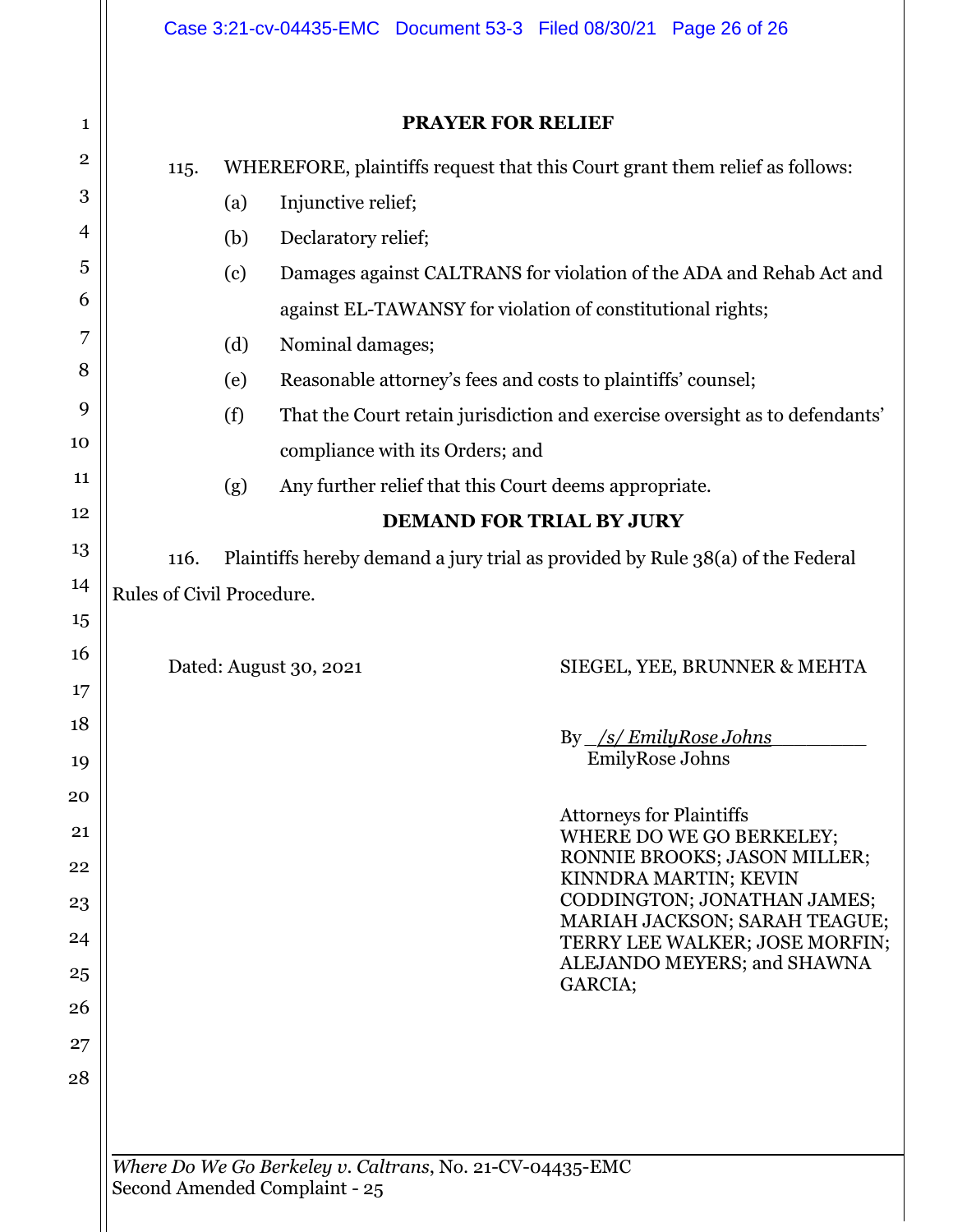## PRAYER FOR RELIEF

115. WHEREFORE, plaintiffs request that this Court grant them relief as follows:

(a) Injunctive relief;

(b) Declaratory relief;

(c) Damages against CALTRANS for violation of the ADA and Rehab Act and against EL-TAWANSY for violation of constitutional rights;

(d) Nominal damages;

(e) Reasonable attorney's fees and costs to plaintiffs' counsel;

(f) That the Court retain jurisdiction and exercise oversight as to defendants' compliance with its Orders; and

(g) Any further relief that this Court deems appropriate.

## DEMAND FOR TRIAL BY JURY

116. Plaintiffs hereby demand a jury trial as provided by Rule 38(a) of the Federal Rules of Civil Procedure.

Dated: August 30, 2021

SIEGEL, YEE, BRUNNER & MEHTA

By */s/ EmilyRose Johns*
EmilyRose Johns

Attorneys for Plaintiffs
WHERE DO WE GO BERKELEY; RONNIE BROOKS; JASON MILLER; KINNDRA MARTIN; KEVIN CODDINGTON; JONATHAN JAMES; MARIAH JACKSON; SARAH TEAGUE; TERRY LEE WALKER; JOSE MORFIN; ALEJANDO MEYERS; and SHAWNA GARCIA;

*Where Do We Go Berkeley v. Caltrans*, No. 21-CV-04435-EMC
Second Amended Complaint - 25